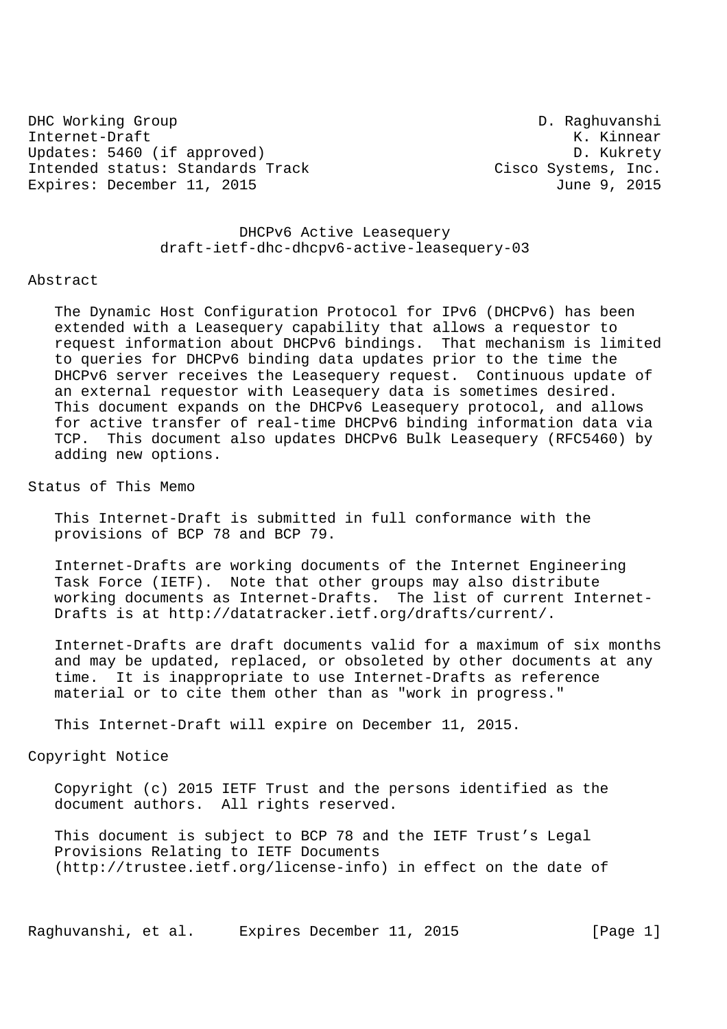DHC Working Group D. Raghuvanshi
Internet-Draft K. Kinnear
Updates: 5460 (if approved) D. Kukrety
Intended status: Standards Track Cisco Systems, Inc.
Expires: December 11, 2015 June 9, 2015

# DHCPv6 Active Leasequery
draft-ietf-dhc-dhcpv6-active-leasequery-03

## Abstract

The Dynamic Host Configuration Protocol for IPv6 (DHCPv6) has been extended with a Leasequery capability that allows a requestor to request information about DHCPv6 bindings. That mechanism is limited to queries for DHCPv6 binding data updates prior to the time the DHCPv6 server receives the Leasequery request. Continuous update of an external requestor with Leasequery data is sometimes desired. This document expands on the DHCPv6 Leasequery protocol, and allows for active transfer of real-time DHCPv6 binding information data via TCP. This document also updates DHCPv6 Bulk Leasequery (RFC5460) by adding new options.

## Status of This Memo

This Internet-Draft is submitted in full conformance with the provisions of BCP 78 and BCP 79.

Internet-Drafts are working documents of the Internet Engineering Task Force (IETF). Note that other groups may also distribute working documents as Internet-Drafts. The list of current Internet-Drafts is at http://datatracker.ietf.org/drafts/current/.

Internet-Drafts are draft documents valid for a maximum of six months and may be updated, replaced, or obsoleted by other documents at any time. It is inappropriate to use Internet-Drafts as reference material or to cite them other than as "work in progress."

This Internet-Draft will expire on December 11, 2015.

## Copyright Notice

Copyright (c) 2015 IETF Trust and the persons identified as the document authors. All rights reserved.

This document is subject to BCP 78 and the IETF Trust's Legal Provisions Relating to IETF Documents (http://trustee.ietf.org/license-info) in effect on the date of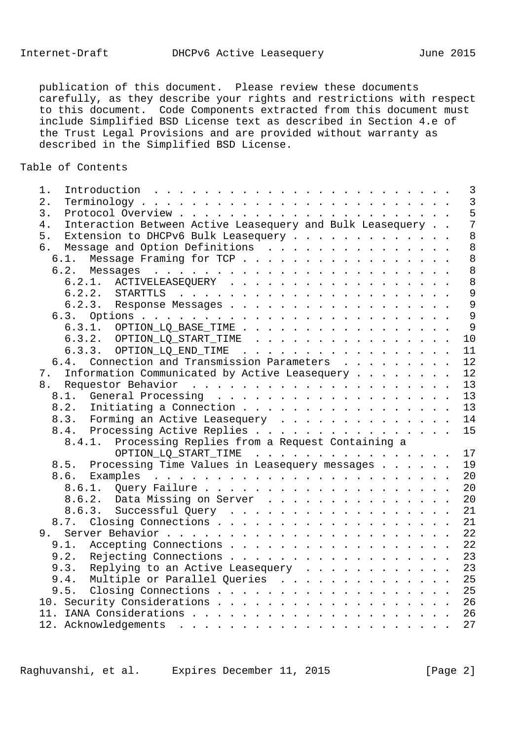publication of this document. Please review these documents carefully, as they describe your rights and restrictions with respect to this document. Code Components extracted from this document must include Simplified BSD License text as described in Section 4.e of the Trust Legal Provisions and are provided without warranty as described in the Simplified BSD License.

## Table of Contents

```
   1.  Introduction  . . . . . . . . . . . . . . . . . . . . . . . .   3
   2.  Terminology . . . . . . . . . . . . . . . . . . . . . . . . .   3
   3.  Protocol Overview . . . . . . . . . . . . . . . . . . . . . .   5
   4.  Interaction Between Active Leasequery and Bulk Leasequery . .   7
   5.  Extension to DHCPv6 Bulk Leasequery . . . . . . . . . . . . .   8
   6.  Message and Option Definitions  . . . . . . . . . . . . . . .   8
     6.1.  Message Framing for TCP . . . . . . . . . . . . . . . . .   8
     6.2.  Messages  . . . . . . . . . . . . . . . . . . . . . . . .   8
       6.2.1.  ACTIVELEASEQUERY  . . . . . . . . . . . . . . . . . .   8
       6.2.2.  STARTTLS  . . . . . . . . . . . . . . . . . . . . . .   9
       6.2.3.  Response Messages . . . . . . . . . . . . . . . . . .   9
     6.3.  Options . . . . . . . . . . . . . . . . . . . . . . . . .   9
       6.3.1.  OPTION_LQ_BASE_TIME . . . . . . . . . . . . . . . . .   9
       6.3.2.  OPTION_LQ_START_TIME  . . . . . . . . . . . . . . . .  10
       6.3.3.  OPTION_LQ_END_TIME  . . . . . . . . . . . . . . . . .  11
     6.4.  Connection and Transmission Parameters  . . . . . . . . .  12
   7.  Information Communicated by Active Leasequery . . . . . . . .  12
   8.  Requestor Behavior  . . . . . . . . . . . . . . . . . . . . .  13
     8.1.  General Processing  . . . . . . . . . . . . . . . . . . .  13
     8.2.  Initiating a Connection . . . . . . . . . . . . . . . . .  13
     8.3.  Forming an Active Leasequery  . . . . . . . . . . . . . .  14
     8.4.  Processing Active Replies . . . . . . . . . . . . . . . .  15
       8.4.1.  Processing Replies from a Request Containing a
               OPTION_LQ_START_TIME  . . . . . . . . . . . . . . . .  17
     8.5.  Processing Time Values in Leasequery messages . . . . . .  19
     8.6.  Examples  . . . . . . . . . . . . . . . . . . . . . . . .  20
       8.6.1.  Query Failure . . . . . . . . . . . . . . . . . . . .  20
       8.6.2.  Data Missing on Server  . . . . . . . . . . . . . . .  20
       8.6.3.  Successful Query  . . . . . . . . . . . . . . . . . .  21
     8.7.  Closing Connections . . . . . . . . . . . . . . . . . . .  21
   9.  Server Behavior . . . . . . . . . . . . . . . . . . . . . . .  22
     9.1.  Accepting Connections . . . . . . . . . . . . . . . . . .  22
     9.2.  Rejecting Connections . . . . . . . . . . . . . . . . . .  23
     9.3.  Replying to an Active Leasequery  . . . . . . . . . . . .  23
     9.4.  Multiple or Parallel Queries  . . . . . . . . . . . . . .  25
     9.5.  Closing Connections . . . . . . . . . . . . . . . . . . .  25
   10. Security Considerations . . . . . . . . . . . . . . . . . . .  26
   11. IANA Considerations . . . . . . . . . . . . . . . . . . . . .  26
   12. Acknowledgements  . . . . . . . . . . . . . . . . . . . . . .  27
```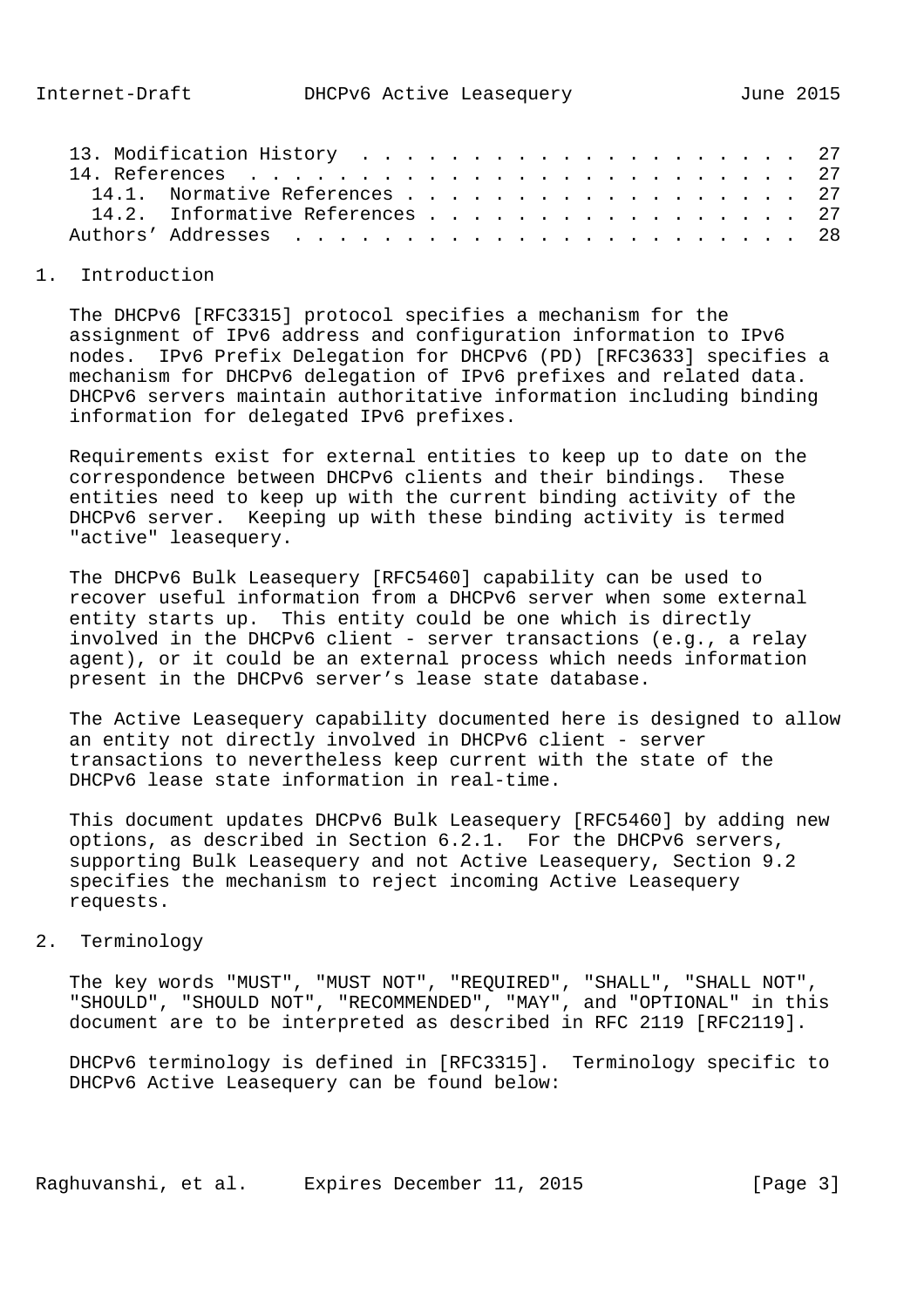13. Modification History . . . . . . . . . . . . . . . . . . . . . 27
14. References . . . . . . . . . . . . . . . . . . . . . . . . . . 27
  14.1. Normative References . . . . . . . . . . . . . . . . . . . 27
  14.2. Informative References . . . . . . . . . . . . . . . . . . 27
Authors' Addresses . . . . . . . . . . . . . . . . . . . . . . . 28

## 1. Introduction

The DHCPv6 [RFC3315] protocol specifies a mechanism for the assignment of IPv6 address and configuration information to IPv6 nodes. IPv6 Prefix Delegation for DHCPv6 (PD) [RFC3633] specifies a mechanism for DHCPv6 delegation of IPv6 prefixes and related data. DHCPv6 servers maintain authoritative information including binding information for delegated IPv6 prefixes.

Requirements exist for external entities to keep up to date on the correspondence between DHCPv6 clients and their bindings. These entities need to keep up with the current binding activity of the DHCPv6 server. Keeping up with these binding activity is termed "active" leasequery.

The DHCPv6 Bulk Leasequery [RFC5460] capability can be used to recover useful information from a DHCPv6 server when some external entity starts up. This entity could be one which is directly involved in the DHCPv6 client - server transactions (e.g., a relay agent), or it could be an external process which needs information present in the DHCPv6 server's lease state database.

The Active Leasequery capability documented here is designed to allow an entity not directly involved in DHCPv6 client - server transactions to nevertheless keep current with the state of the DHCPv6 lease state information in real-time.

This document updates DHCPv6 Bulk Leasequery [RFC5460] by adding new options, as described in Section 6.2.1. For the DHCPv6 servers, supporting Bulk Leasequery and not Active Leasequery, Section 9.2 specifies the mechanism to reject incoming Active Leasequery requests.

## 2. Terminology

The key words "MUST", "MUST NOT", "REQUIRED", "SHALL", "SHALL NOT", "SHOULD", "SHOULD NOT", "RECOMMENDED", "MAY", and "OPTIONAL" in this document are to be interpreted as described in RFC 2119 [RFC2119].

DHCPv6 terminology is defined in [RFC3315]. Terminology specific to DHCPv6 Active Leasequery can be found below: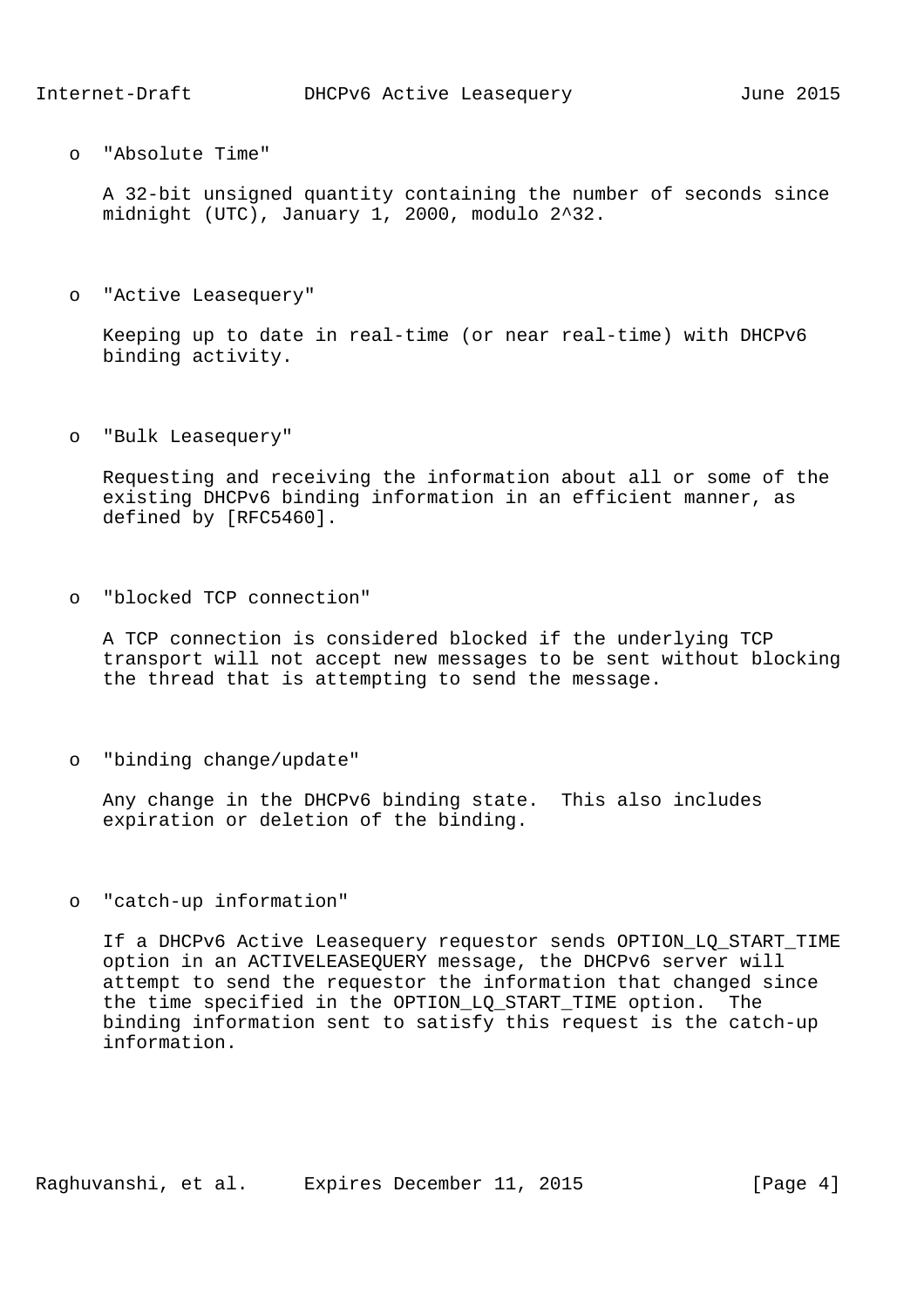- "Absolute Time"

  A 32-bit unsigned quantity containing the number of seconds since midnight (UTC), January 1, 2000, modulo $2^{32}$.

- "Active Leasequery"

  Keeping up to date in real-time (or near real-time) with DHCPv6 binding activity.

- "Bulk Leasequery"

  Requesting and receiving the information about all or some of the existing DHCPv6 binding information in an efficient manner, as defined by [RFC5460].

- "blocked TCP connection"

  A TCP connection is considered blocked if the underlying TCP transport will not accept new messages to be sent without blocking the thread that is attempting to send the message.

- "binding change/update"

  Any change in the DHCPv6 binding state. This also includes expiration or deletion of the binding.

- "catch-up information"

  If a DHCPv6 Active Leasequery requestor sends OPTION_LQ_START_TIME option in an ACTIVELEASEQUERY message, the DHCPv6 server will attempt to send the requestor the information that changed since the time specified in the OPTION_LQ_START_TIME option. The binding information sent to satisfy this request is the catch-up information.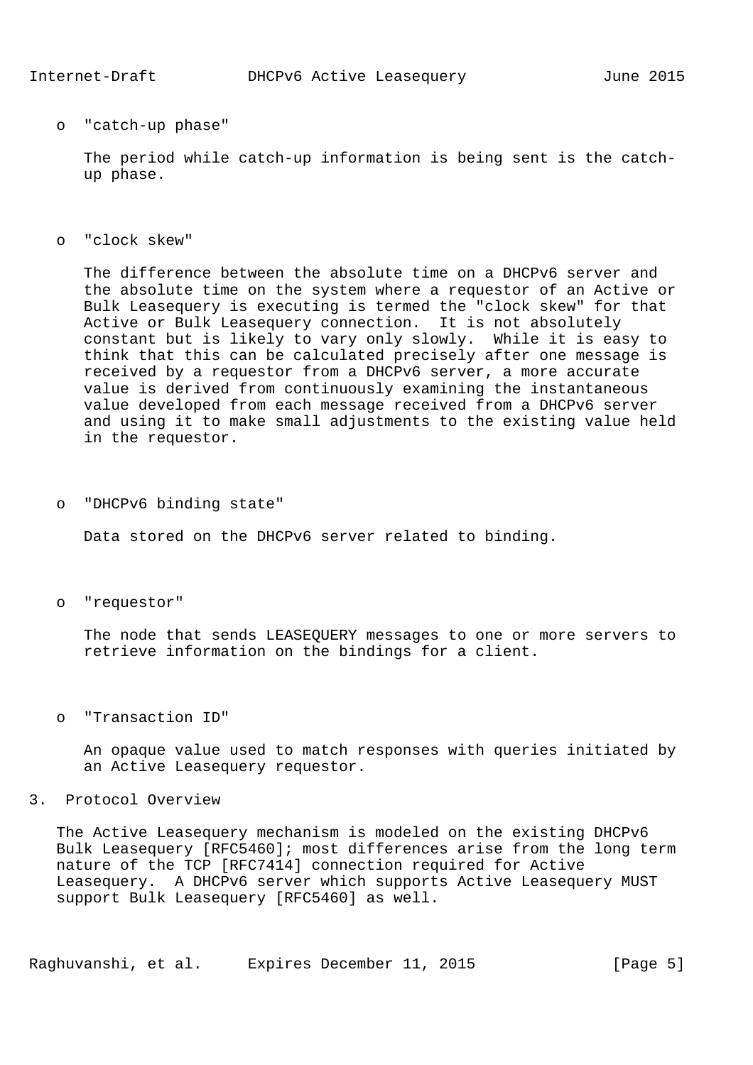- "catch-up phase"

  The period while catch-up information is being sent is the catch-up phase.

- "clock skew"

  The difference between the absolute time on a DHCPv6 server and the absolute time on the system where a requestor of an Active or Bulk Leasequery is executing is termed the "clock skew" for that Active or Bulk Leasequery connection. It is not absolutely constant but is likely to vary only slowly. While it is easy to think that this can be calculated precisely after one message is received by a requestor from a DHCPv6 server, a more accurate value is derived from continuously examining the instantaneous value developed from each message received from a DHCPv6 server and using it to make small adjustments to the existing value held in the requestor.

- "DHCPv6 binding state"

  Data stored on the DHCPv6 server related to binding.

- "requestor"

  The node that sends LEASEQUERY messages to one or more servers to retrieve information on the bindings for a client.

- "Transaction ID"

  An opaque value used to match responses with queries initiated by an Active Leasequery requestor.

## 3. Protocol Overview

The Active Leasequery mechanism is modeled on the existing DHCPv6 Bulk Leasequery [RFC5460]; most differences arise from the long term nature of the TCP [RFC7414] connection required for Active Leasequery. A DHCPv6 server which supports Active Leasequery MUST support Bulk Leasequery [RFC5460] as well.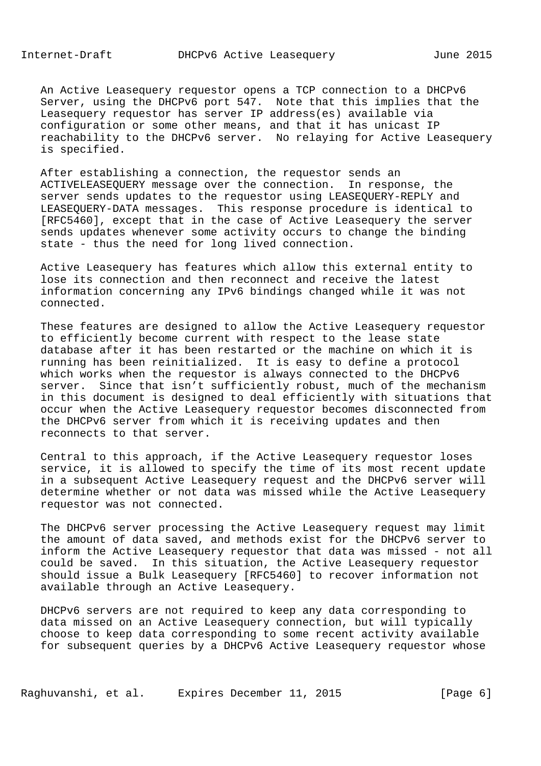An Active Leasequery requestor opens a TCP connection to a DHCPv6 Server, using the DHCPv6 port 547. Note that this implies that the Leasequery requestor has server IP address(es) available via configuration or some other means, and that it has unicast IP reachability to the DHCPv6 server. No relaying for Active Leasequery is specified.

After establishing a connection, the requestor sends an ACTIVELEASEQUERY message over the connection. In response, the server sends updates to the requestor using LEASEQUERY-REPLY and LEASEQUERY-DATA messages. This response procedure is identical to [RFC5460], except that in the case of Active Leasequery the server sends updates whenever some activity occurs to change the binding state - thus the need for long lived connection.

Active Leasequery has features which allow this external entity to lose its connection and then reconnect and receive the latest information concerning any IPv6 bindings changed while it was not connected.

These features are designed to allow the Active Leasequery requestor to efficiently become current with respect to the lease state database after it has been restarted or the machine on which it is running has been reinitialized. It is easy to define a protocol which works when the requestor is always connected to the DHCPv6 server. Since that isn't sufficiently robust, much of the mechanism in this document is designed to deal efficiently with situations that occur when the Active Leasequery requestor becomes disconnected from the DHCPv6 server from which it is receiving updates and then reconnects to that server.

Central to this approach, if the Active Leasequery requestor loses service, it is allowed to specify the time of its most recent update in a subsequent Active Leasequery request and the DHCPv6 server will determine whether or not data was missed while the Active Leasequery requestor was not connected.

The DHCPv6 server processing the Active Leasequery request may limit the amount of data saved, and methods exist for the DHCPv6 server to inform the Active Leasequery requestor that data was missed - not all could be saved. In this situation, the Active Leasequery requestor should issue a Bulk Leasequery [RFC5460] to recover information not available through an Active Leasequery.

DHCPv6 servers are not required to keep any data corresponding to data missed on an Active Leasequery connection, but will typically choose to keep data corresponding to some recent activity available for subsequent queries by a DHCPv6 Active Leasequery requestor whose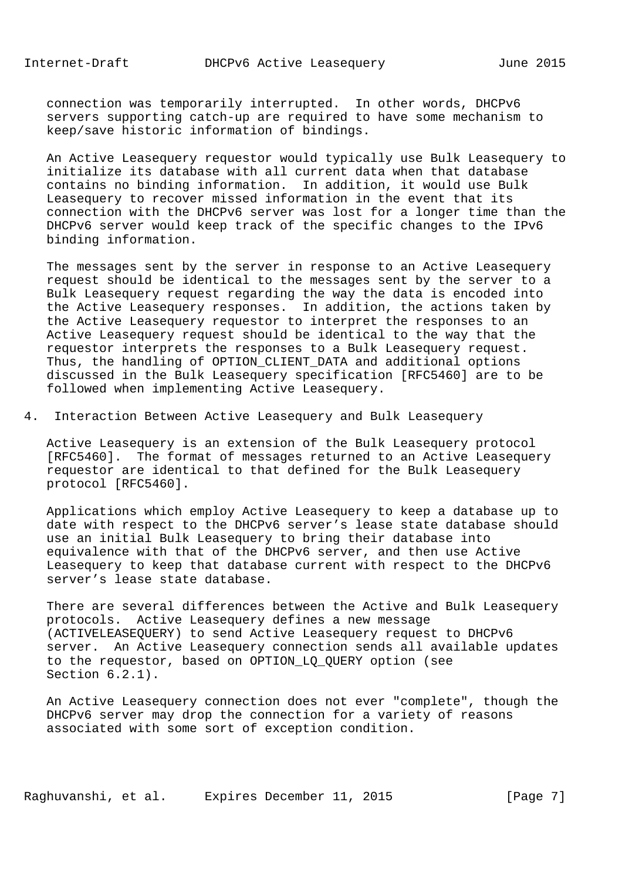connection was temporarily interrupted. In other words, DHCPv6 servers supporting catch-up are required to have some mechanism to keep/save historic information of bindings.

An Active Leasequery requestor would typically use Bulk Leasequery to initialize its database with all current data when that database contains no binding information. In addition, it would use Bulk Leasequery to recover missed information in the event that its connection with the DHCPv6 server was lost for a longer time than the DHCPv6 server would keep track of the specific changes to the IPv6 binding information.

The messages sent by the server in response to an Active Leasequery request should be identical to the messages sent by the server to a Bulk Leasequery request regarding the way the data is encoded into the Active Leasequery responses. In addition, the actions taken by the Active Leasequery requestor to interpret the responses to an Active Leasequery request should be identical to the way that the requestor interprets the responses to a Bulk Leasequery request. Thus, the handling of OPTION_CLIENT_DATA and additional options discussed in the Bulk Leasequery specification [RFC5460] are to be followed when implementing Active Leasequery.

## 4. Interaction Between Active Leasequery and Bulk Leasequery

Active Leasequery is an extension of the Bulk Leasequery protocol [RFC5460]. The format of messages returned to an Active Leasequery requestor are identical to that defined for the Bulk Leasequery protocol [RFC5460].

Applications which employ Active Leasequery to keep a database up to date with respect to the DHCPv6 server’s lease state database should use an initial Bulk Leasequery to bring their database into equivalence with that of the DHCPv6 server, and then use Active Leasequery to keep that database current with respect to the DHCPv6 server’s lease state database.

There are several differences between the Active and Bulk Leasequery protocols. Active Leasequery defines a new message (ACTIVELEASEQUERY) to send Active Leasequery request to DHCPv6 server. An Active Leasequery connection sends all available updates to the requestor, based on OPTION_LQ_QUERY option (see Section 6.2.1).

An Active Leasequery connection does not ever "complete", though the DHCPv6 server may drop the connection for a variety of reasons associated with some sort of exception condition.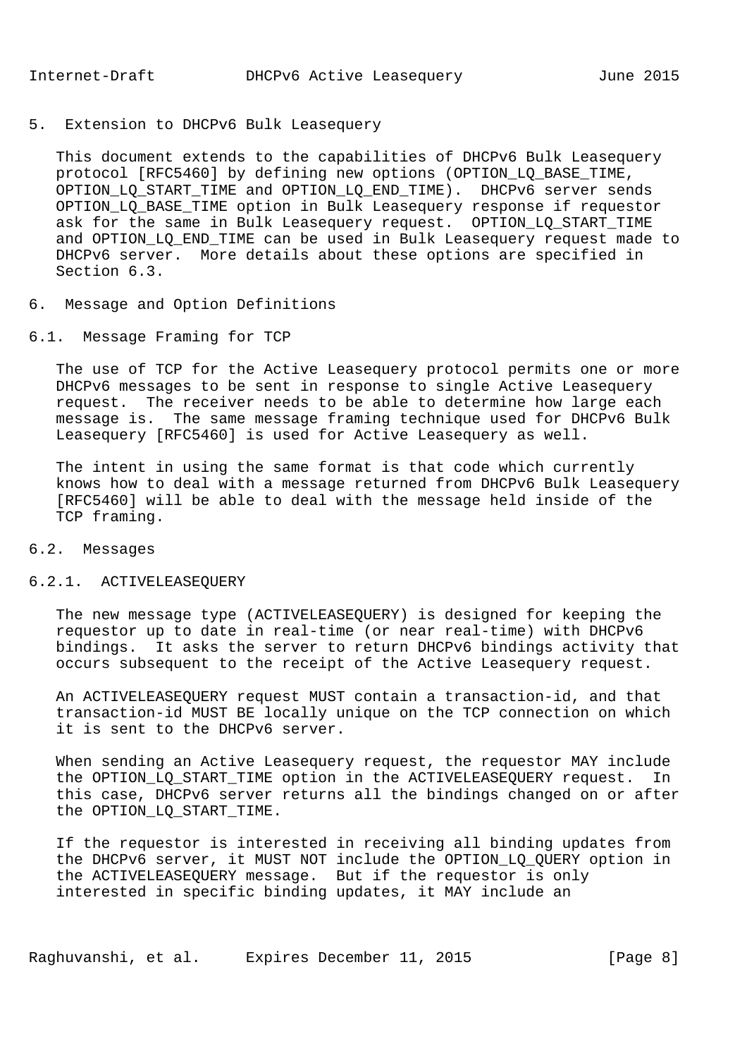## 5. Extension to DHCPv6 Bulk Leasequery

This document extends to the capabilities of DHCPv6 Bulk Leasequery protocol [RFC5460] by defining new options (OPTION_LQ_BASE_TIME, OPTION_LQ_START_TIME and OPTION_LQ_END_TIME). DHCPv6 server sends OPTION_LQ_BASE_TIME option in Bulk Leasequery response if requestor ask for the same in Bulk Leasequery request. OPTION_LQ_START_TIME and OPTION_LQ_END_TIME can be used in Bulk Leasequery request made to DHCPv6 server. More details about these options are specified in Section 6.3.

## 6. Message and Option Definitions

### 6.1. Message Framing for TCP

The use of TCP for the Active Leasequery protocol permits one or more DHCPv6 messages to be sent in response to single Active Leasequery request. The receiver needs to be able to determine how large each message is. The same message framing technique used for DHCPv6 Bulk Leasequery [RFC5460] is used for Active Leasequery as well.

The intent in using the same format is that code which currently knows how to deal with a message returned from DHCPv6 Bulk Leasequery [RFC5460] will be able to deal with the message held inside of the TCP framing.

### 6.2. Messages

#### 6.2.1. ACTIVELEASEQUERY

The new message type (ACTIVELEASEQUERY) is designed for keeping the requestor up to date in real-time (or near real-time) with DHCPv6 bindings. It asks the server to return DHCPv6 bindings activity that occurs subsequent to the receipt of the Active Leasequery request.

An ACTIVELEASEQUERY request MUST contain a transaction-id, and that transaction-id MUST BE locally unique on the TCP connection on which it is sent to the DHCPv6 server.

When sending an Active Leasequery request, the requestor MAY include the OPTION_LQ_START_TIME option in the ACTIVELEASEQUERY request. In this case, DHCPv6 server returns all the bindings changed on or after the OPTION_LQ_START_TIME.

If the requestor is interested in receiving all binding updates from the DHCPv6 server, it MUST NOT include the OPTION_LQ_QUERY option in the ACTIVELEASEQUERY message. But if the requestor is only interested in specific binding updates, it MAY include an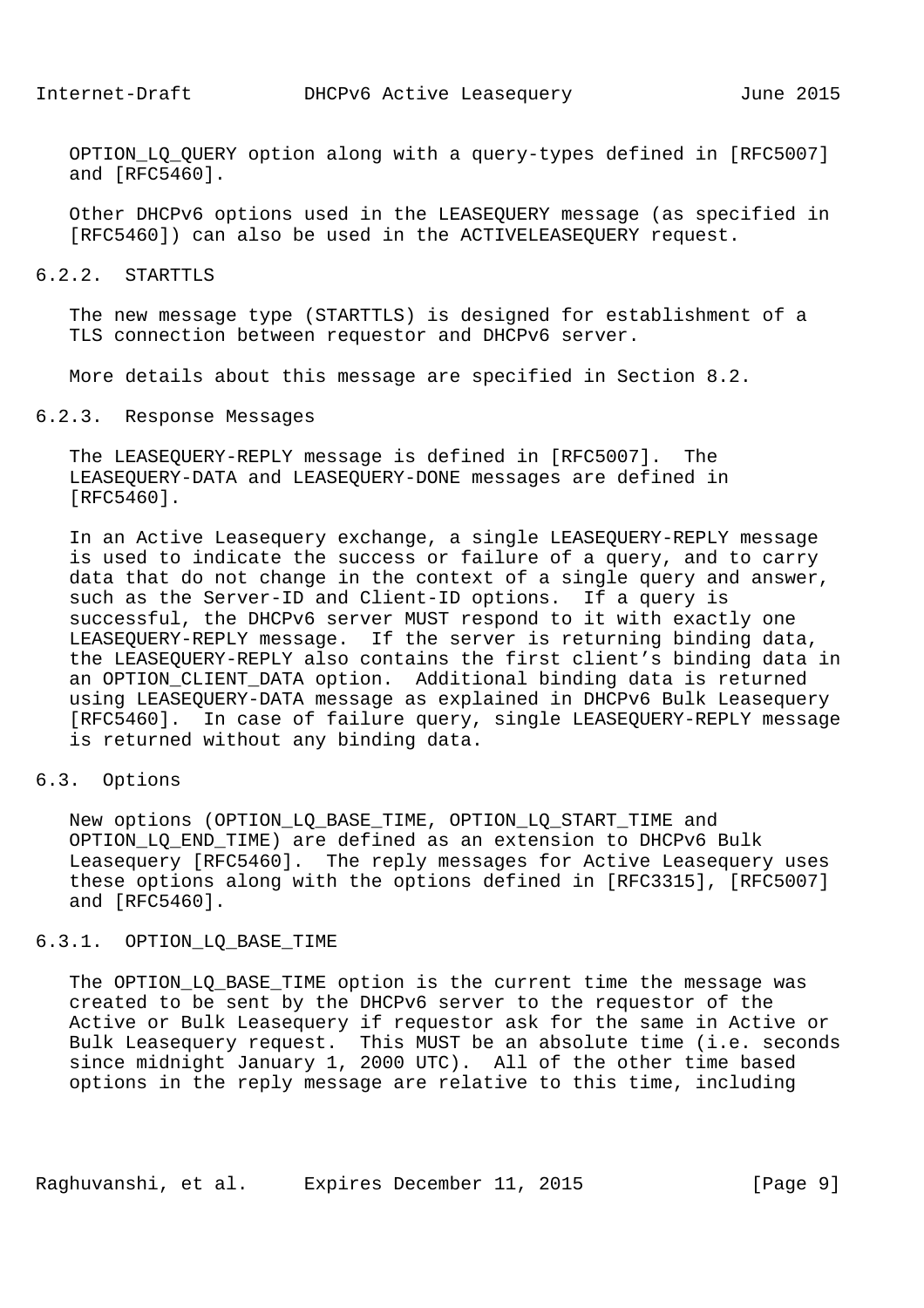OPTION_LQ_QUERY option along with a query-types defined in [RFC5007] and [RFC5460].

Other DHCPv6 options used in the LEASEQUERY message (as specified in [RFC5460]) can also be used in the ACTIVELEASEQUERY request.

### 6.2.2. STARTTLS

The new message type (STARTTLS) is designed for establishment of a TLS connection between requestor and DHCPv6 server.

More details about this message are specified in Section 8.2.

### 6.2.3. Response Messages

The LEASEQUERY-REPLY message is defined in [RFC5007]. The LEASEQUERY-DATA and LEASEQUERY-DONE messages are defined in [RFC5460].

In an Active Leasequery exchange, a single LEASEQUERY-REPLY message is used to indicate the success or failure of a query, and to carry data that do not change in the context of a single query and answer, such as the Server-ID and Client-ID options. If a query is successful, the DHCPv6 server MUST respond to it with exactly one LEASEQUERY-REPLY message. If the server is returning binding data, the LEASEQUERY-REPLY also contains the first client's binding data in an OPTION_CLIENT_DATA option. Additional binding data is returned using LEASEQUERY-DATA message as explained in DHCPv6 Bulk Leasequery [RFC5460]. In case of failure query, single LEASEQUERY-REPLY message is returned without any binding data.

## 6.3. Options

New options (OPTION_LQ_BASE_TIME, OPTION_LQ_START_TIME and OPTION_LQ_END_TIME) are defined as an extension to DHCPv6 Bulk Leasequery [RFC5460]. The reply messages for Active Leasequery uses these options along with the options defined in [RFC3315], [RFC5007] and [RFC5460].

### 6.3.1. OPTION_LQ_BASE_TIME

The OPTION_LQ_BASE_TIME option is the current time the message was created to be sent by the DHCPv6 server to the requestor of the Active or Bulk Leasequery if requestor ask for the same in Active or Bulk Leasequery request. This MUST be an absolute time (i.e. seconds since midnight January 1, 2000 UTC). All of the other time based options in the reply message are relative to this time, including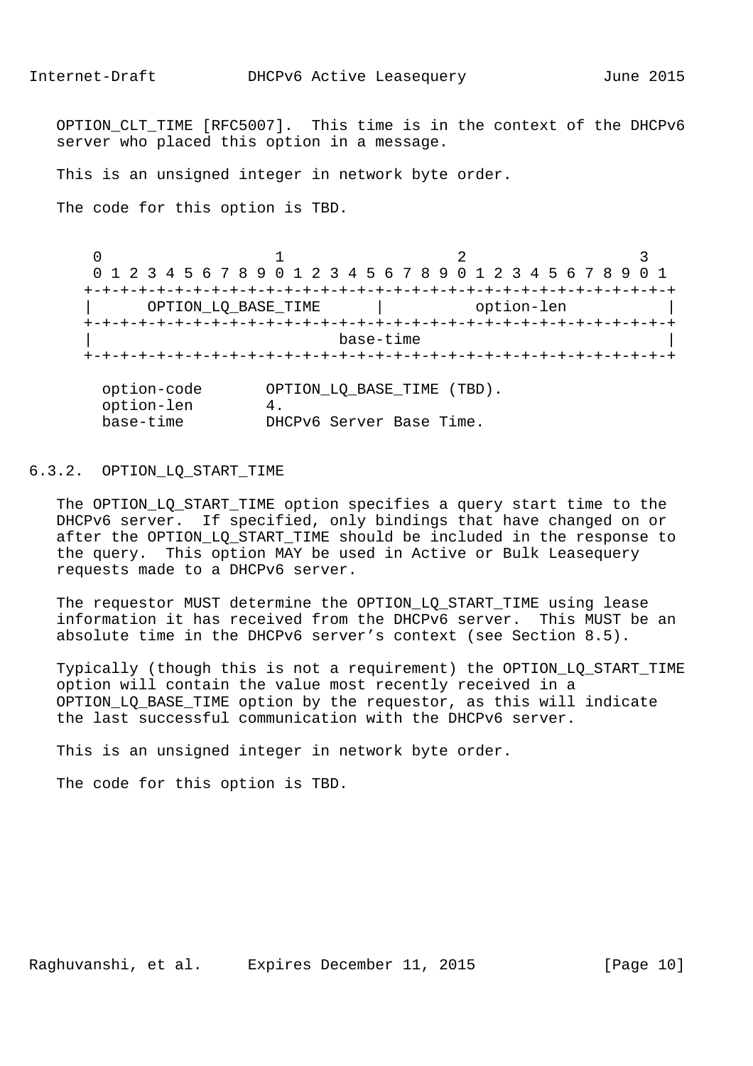OPTION_CLT_TIME [RFC5007]. This time is in the context of the DHCPv6 server who placed this option in a message.

This is an unsigned integer in network byte order.

The code for this option is TBD.

```
 0                   1                   2                   3
 0 1 2 3 4 5 6 7 8 9 0 1 2 3 4 5 6 7 8 9 0 1 2 3 4 5 6 7 8 9 0 1
+-+-+-+-+-+-+-+-+-+-+-+-+-+-+-+-+-+-+-+-+-+-+-+-+-+-+-+-+-+-+-+-+
|      OPTION_LQ_BASE_TIME      |          option-len           |
+-+-+-+-+-+-+-+-+-+-+-+-+-+-+-+-+-+-+-+-+-+-+-+-+-+-+-+-+-+-+-+-+
|                           base-time                           |
+-+-+-+-+-+-+-+-+-+-+-+-+-+-+-+-+-+-+-+-+-+-+-+-+-+-+-+-+-+-+-+-+

  option-code       OPTION_LQ_BASE_TIME (TBD).
  option-len        4.
  base-time         DHCPv6 Server Base Time.
```

### 6.3.2. OPTION_LQ_START_TIME

The OPTION_LQ_START_TIME option specifies a query start time to the DHCPv6 server. If specified, only bindings that have changed on or after the OPTION_LQ_START_TIME should be included in the response to the query. This option MAY be used in Active or Bulk Leasequery requests made to a DHCPv6 server.

The requestor MUST determine the OPTION_LQ_START_TIME using lease information it has received from the DHCPv6 server. This MUST be an absolute time in the DHCPv6 server's context (see Section 8.5).

Typically (though this is not a requirement) the OPTION_LQ_START_TIME option will contain the value most recently received in a OPTION_LQ_BASE_TIME option by the requestor, as this will indicate the last successful communication with the DHCPv6 server.

This is an unsigned integer in network byte order.

The code for this option is TBD.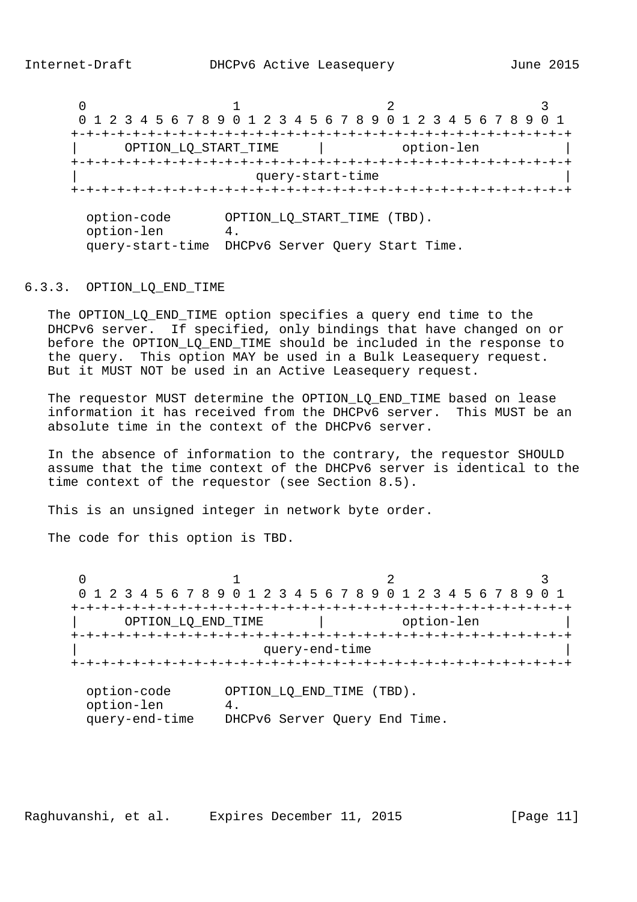```
     0                   1                   2                   3
     0 1 2 3 4 5 6 7 8 9 0 1 2 3 4 5 6 7 8 9 0 1 2 3 4 5 6 7 8 9 0 1
    +-+-+-+-+-+-+-+-+-+-+-+-+-+-+-+-+-+-+-+-+-+-+-+-+-+-+-+-+-+-+-+-+
    |      OPTION_LQ_START_TIME     |          option-len           |
    +-+-+-+-+-+-+-+-+-+-+-+-+-+-+-+-+-+-+-+-+-+-+-+-+-+-+-+-+-+-+-+-+
    |                       query-start-time                        |
    +-+-+-+-+-+-+-+-+-+-+-+-+-+-+-+-+-+-+-+-+-+-+-+-+-+-+-+-+-+-+-+-+

      option-code       OPTION_LQ_START_TIME (TBD).
      option-len        4.
      query-start-time  DHCPv6 Server Query Start Time.
```

### 6.3.3. OPTION_LQ_END_TIME

The OPTION_LQ_END_TIME option specifies a query end time to the DHCPv6 server. If specified, only bindings that have changed on or before the OPTION_LQ_END_TIME should be included in the response to the query. This option MAY be used in a Bulk Leasequery request. But it MUST NOT be used in an Active Leasequery request.

The requestor MUST determine the OPTION_LQ_END_TIME based on lease information it has received from the DHCPv6 server. This MUST be an absolute time in the context of the DHCPv6 server.

In the absence of information to the contrary, the requestor SHOULD assume that the time context of the DHCPv6 server is identical to the time context of the requestor (see Section 8.5).

This is an unsigned integer in network byte order.

The code for this option is TBD.

```
     0                   1                   2                   3
     0 1 2 3 4 5 6 7 8 9 0 1 2 3 4 5 6 7 8 9 0 1 2 3 4 5 6 7 8 9 0 1
    +-+-+-+-+-+-+-+-+-+-+-+-+-+-+-+-+-+-+-+-+-+-+-+-+-+-+-+-+-+-+-+-+
    |      OPTION_LQ_END_TIME       |          option-len           |
    +-+-+-+-+-+-+-+-+-+-+-+-+-+-+-+-+-+-+-+-+-+-+-+-+-+-+-+-+-+-+-+-+
    |                        query-end-time                         |
    +-+-+-+-+-+-+-+-+-+-+-+-+-+-+-+-+-+-+-+-+-+-+-+-+-+-+-+-+-+-+-+-+

      option-code       OPTION_LQ_END_TIME (TBD).
      option-len        4.
      query-end-time    DHCPv6 Server Query End Time.
```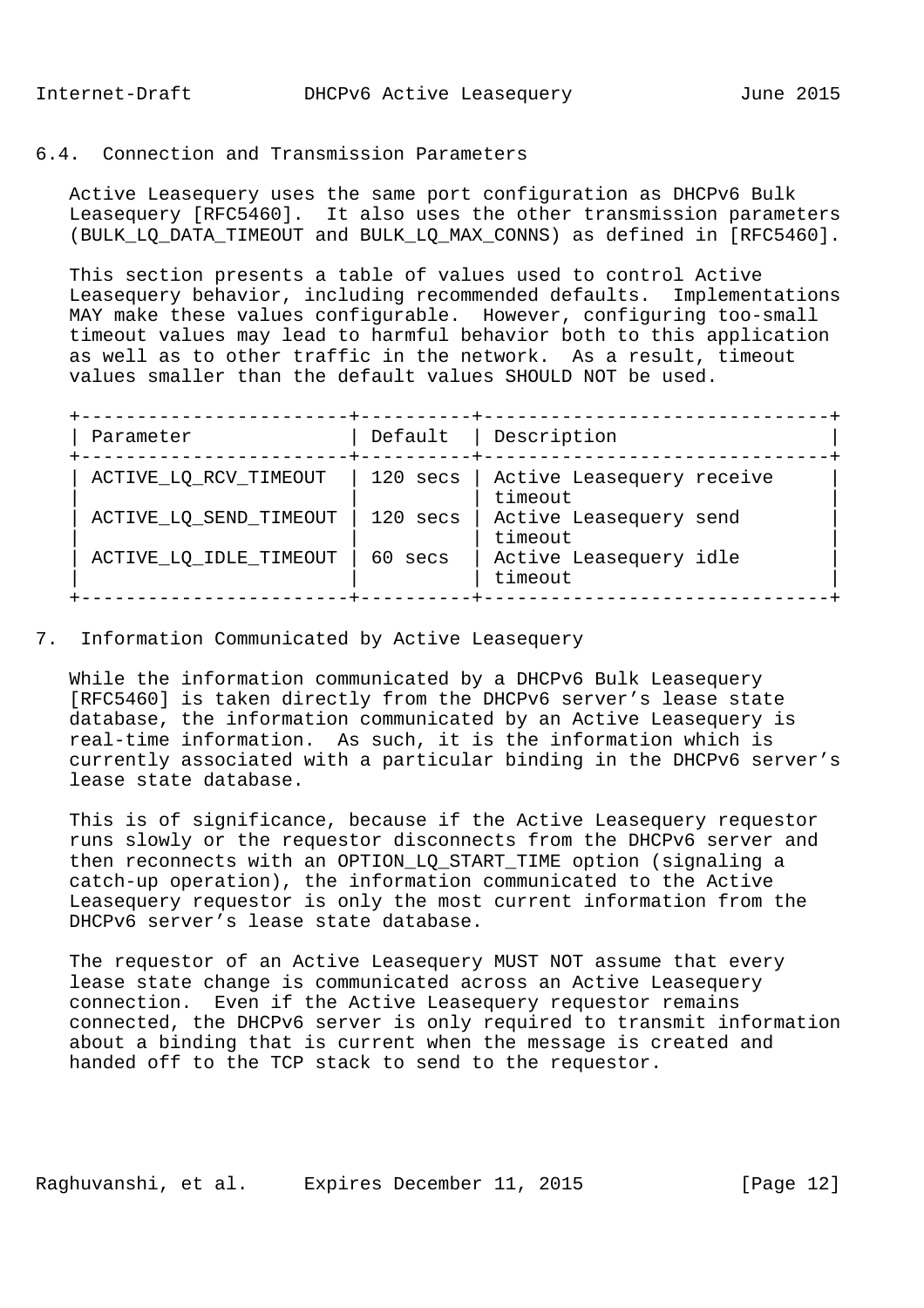### 6.4. Connection and Transmission Parameters

Active Leasequery uses the same port configuration as DHCPv6 Bulk Leasequery [RFC5460]. It also uses the other transmission parameters (BULK_LQ_DATA_TIMEOUT and BULK_LQ_MAX_CONNS) as defined in [RFC5460].

This section presents a table of values used to control Active Leasequery behavior, including recommended defaults. Implementations MAY make these values configurable. However, configuring too-small timeout values may lead to harmful behavior both to this application as well as to other traffic in the network. As a result, timeout values smaller than the default values SHOULD NOT be used.

| Parameter | Default | Description |
|---|---|---|
| ACTIVE_LQ_RCV_TIMEOUT | 120 secs | Active Leasequery receive timeout |
| ACTIVE_LQ_SEND_TIMEOUT | 120 secs | Active Leasequery send timeout |
| ACTIVE_LQ_IDLE_TIMEOUT | 60 secs | Active Leasequery idle timeout |

## 7. Information Communicated by Active Leasequery

While the information communicated by a DHCPv6 Bulk Leasequery [RFC5460] is taken directly from the DHCPv6 server’s lease state database, the information communicated by an Active Leasequery is real-time information. As such, it is the information which is currently associated with a particular binding in the DHCPv6 server’s lease state database.

This is of significance, because if the Active Leasequery requestor runs slowly or the requestor disconnects from the DHCPv6 server and then reconnects with an OPTION_LQ_START_TIME option (signaling a catch-up operation), the information communicated to the Active Leasequery requestor is only the most current information from the DHCPv6 server’s lease state database.

The requestor of an Active Leasequery MUST NOT assume that every lease state change is communicated across an Active Leasequery connection. Even if the Active Leasequery requestor remains connected, the DHCPv6 server is only required to transmit information about a binding that is current when the message is created and handed off to the TCP stack to send to the requestor.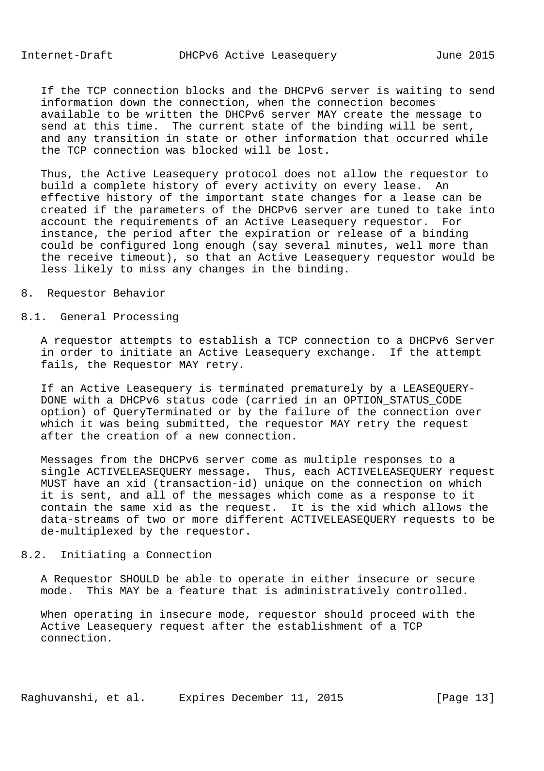If the TCP connection blocks and the DHCPv6 server is waiting to send information down the connection, when the connection becomes available to be written the DHCPv6 server MAY create the message to send at this time. The current state of the binding will be sent, and any transition in state or other information that occurred while the TCP connection was blocked will be lost.

Thus, the Active Leasequery protocol does not allow the requestor to build a complete history of every activity on every lease. An effective history of the important state changes for a lease can be created if the parameters of the DHCPv6 server are tuned to take into account the requirements of an Active Leasequery requestor. For instance, the period after the expiration or release of a binding could be configured long enough (say several minutes, well more than the receive timeout), so that an Active Leasequery requestor would be less likely to miss any changes in the binding.

## 8. Requestor Behavior

### 8.1. General Processing

A requestor attempts to establish a TCP connection to a DHCPv6 Server in order to initiate an Active Leasequery exchange. If the attempt fails, the Requestor MAY retry.

If an Active Leasequery is terminated prematurely by a LEASEQUERY-DONE with a DHCPv6 status code (carried in an OPTION_STATUS_CODE option) of QueryTerminated or by the failure of the connection over which it was being submitted, the requestor MAY retry the request after the creation of a new connection.

Messages from the DHCPv6 server come as multiple responses to a single ACTIVELEASEQUERY message. Thus, each ACTIVELEASEQUERY request MUST have an xid (transaction-id) unique on the connection on which it is sent, and all of the messages which come as a response to it contain the same xid as the request. It is the xid which allows the data-streams of two or more different ACTIVELEASEQUERY requests to be de-multiplexed by the requestor.

### 8.2. Initiating a Connection

A Requestor SHOULD be able to operate in either insecure or secure mode. This MAY be a feature that is administratively controlled.

When operating in insecure mode, requestor should proceed with the Active Leasequery request after the establishment of a TCP connection.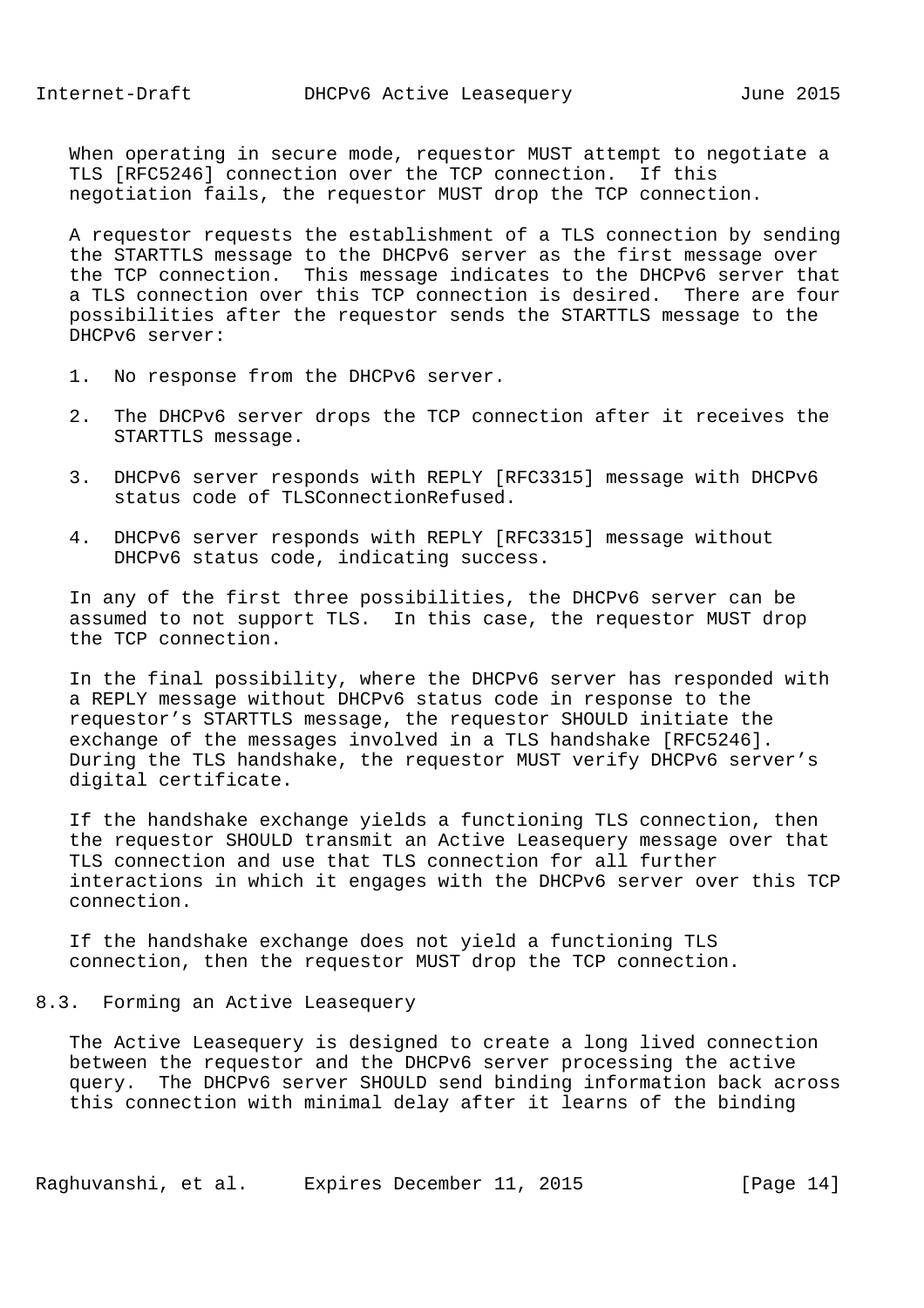When operating in secure mode, requestor MUST attempt to negotiate a TLS [RFC5246] connection over the TCP connection. If this negotiation fails, the requestor MUST drop the TCP connection.

A requestor requests the establishment of a TLS connection by sending the STARTTLS message to the DHCPv6 server as the first message over the TCP connection. This message indicates to the DHCPv6 server that a TLS connection over this TCP connection is desired. There are four possibilities after the requestor sends the STARTTLS message to the DHCPv6 server:

1. No response from the DHCPv6 server.
2. The DHCPv6 server drops the TCP connection after it receives the STARTTLS message.
3. DHCPv6 server responds with REPLY [RFC3315] message with DHCPv6 status code of TLSConnectionRefused.
4. DHCPv6 server responds with REPLY [RFC3315] message without DHCPv6 status code, indicating success.

In any of the first three possibilities, the DHCPv6 server can be assumed to not support TLS. In this case, the requestor MUST drop the TCP connection.

In the final possibility, where the DHCPv6 server has responded with a REPLY message without DHCPv6 status code in response to the requestor's STARTTLS message, the requestor SHOULD initiate the exchange of the messages involved in a TLS handshake [RFC5246]. During the TLS handshake, the requestor MUST verify DHCPv6 server's digital certificate.

If the handshake exchange yields a functioning TLS connection, then the requestor SHOULD transmit an Active Leasequery message over that TLS connection and use that TLS connection for all further interactions in which it engages with the DHCPv6 server over this TCP connection.

If the handshake exchange does not yield a functioning TLS connection, then the requestor MUST drop the TCP connection.

## 8.3. Forming an Active Leasequery

The Active Leasequery is designed to create a long lived connection between the requestor and the DHCPv6 server processing the active query. The DHCPv6 server SHOULD send binding information back across this connection with minimal delay after it learns of the binding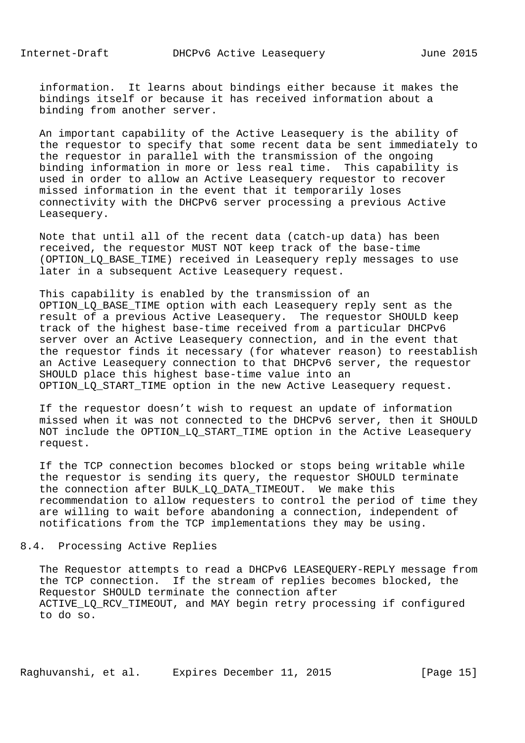information. It learns about bindings either because it makes the bindings itself or because it has received information about a binding from another server.

An important capability of the Active Leasequery is the ability of the requestor to specify that some recent data be sent immediately to the requestor in parallel with the transmission of the ongoing binding information in more or less real time. This capability is used in order to allow an Active Leasequery requestor to recover missed information in the event that it temporarily loses connectivity with the DHCPv6 server processing a previous Active Leasequery.

Note that until all of the recent data (catch-up data) has been received, the requestor MUST NOT keep track of the base-time (OPTION_LQ_BASE_TIME) received in Leasequery reply messages to use later in a subsequent Active Leasequery request.

This capability is enabled by the transmission of an OPTION_LQ_BASE_TIME option with each Leasequery reply sent as the result of a previous Active Leasequery. The requestor SHOULD keep track of the highest base-time received from a particular DHCPv6 server over an Active Leasequery connection, and in the event that the requestor finds it necessary (for whatever reason) to reestablish an Active Leasequery connection to that DHCPv6 server, the requestor SHOULD place this highest base-time value into an OPTION_LQ_START_TIME option in the new Active Leasequery request.

If the requestor doesn’t wish to request an update of information missed when it was not connected to the DHCPv6 server, then it SHOULD NOT include the OPTION_LQ_START_TIME option in the Active Leasequery request.

If the TCP connection becomes blocked or stops being writable while the requestor is sending its query, the requestor SHOULD terminate the connection after BULK_LQ_DATA_TIMEOUT. We make this recommendation to allow requesters to control the period of time they are willing to wait before abandoning a connection, independent of notifications from the TCP implementations they may be using.

## 8.4. Processing Active Replies

The Requestor attempts to read a DHCPv6 LEASEQUERY-REPLY message from the TCP connection. If the stream of replies becomes blocked, the Requestor SHOULD terminate the connection after ACTIVE_LQ_RCV_TIMEOUT, and MAY begin retry processing if configured to do so.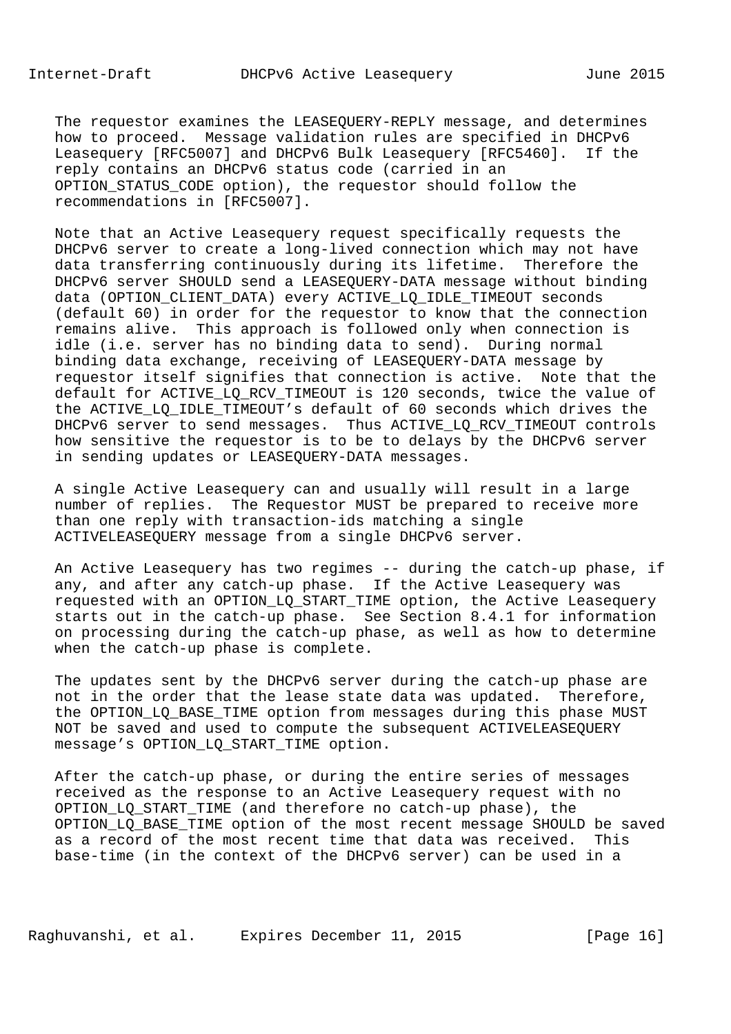The requestor examines the LEASEQUERY-REPLY message, and determines how to proceed. Message validation rules are specified in DHCPv6 Leasequery [RFC5007] and DHCPv6 Bulk Leasequery [RFC5460]. If the reply contains an DHCPv6 status code (carried in an OPTION_STATUS_CODE option), the requestor should follow the recommendations in [RFC5007].

Note that an Active Leasequery request specifically requests the DHCPv6 server to create a long-lived connection which may not have data transferring continuously during its lifetime. Therefore the DHCPv6 server SHOULD send a LEASEQUERY-DATA message without binding data (OPTION_CLIENT_DATA) every ACTIVE_LQ_IDLE_TIMEOUT seconds (default 60) in order for the requestor to know that the connection remains alive. This approach is followed only when connection is idle (i.e. server has no binding data to send). During normal binding data exchange, receiving of LEASEQUERY-DATA message by requestor itself signifies that connection is active. Note that the default for ACTIVE_LQ_RCV_TIMEOUT is 120 seconds, twice the value of the ACTIVE_LQ_IDLE_TIMEOUT's default of 60 seconds which drives the DHCPv6 server to send messages. Thus ACTIVE_LQ_RCV_TIMEOUT controls how sensitive the requestor is to be to delays by the DHCPv6 server in sending updates or LEASEQUERY-DATA messages.

A single Active Leasequery can and usually will result in a large number of replies. The Requestor MUST be prepared to receive more than one reply with transaction-ids matching a single ACTIVELEASEQUERY message from a single DHCPv6 server.

An Active Leasequery has two regimes -- during the catch-up phase, if any, and after any catch-up phase. If the Active Leasequery was requested with an OPTION_LQ_START_TIME option, the Active Leasequery starts out in the catch-up phase. See Section 8.4.1 for information on processing during the catch-up phase, as well as how to determine when the catch-up phase is complete.

The updates sent by the DHCPv6 server during the catch-up phase are not in the order that the lease state data was updated. Therefore, the OPTION_LQ_BASE_TIME option from messages during this phase MUST NOT be saved and used to compute the subsequent ACTIVELEASEQUERY message's OPTION_LQ_START_TIME option.

After the catch-up phase, or during the entire series of messages received as the response to an Active Leasequery request with no OPTION_LQ_START_TIME (and therefore no catch-up phase), the OPTION_LQ_BASE_TIME option of the most recent message SHOULD be saved as a record of the most recent time that data was received. This base-time (in the context of the DHCPv6 server) can be used in a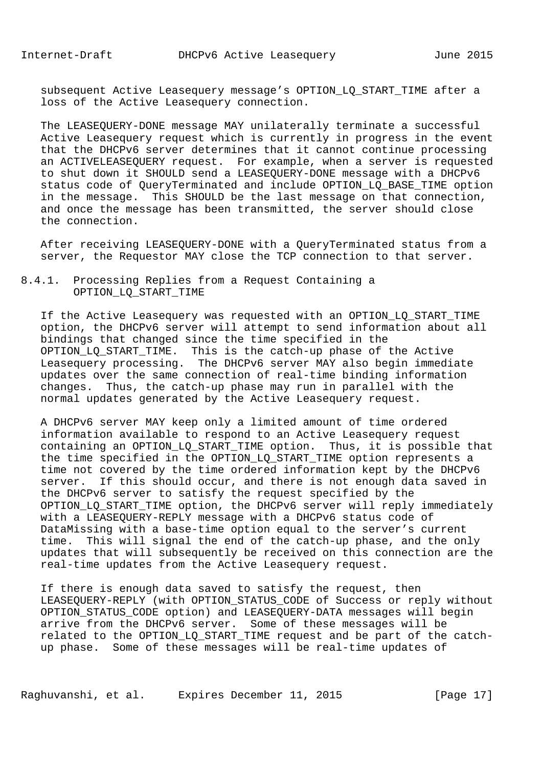subsequent Active Leasequery message's OPTION_LQ_START_TIME after a loss of the Active Leasequery connection.

The LEASEQUERY-DONE message MAY unilaterally terminate a successful Active Leasequery request which is currently in progress in the event that the DHCPv6 server determines that it cannot continue processing an ACTIVELEASEQUERY request. For example, when a server is requested to shut down it SHOULD send a LEASEQUERY-DONE message with a DHCPv6 status code of QueryTerminated and include OPTION_LQ_BASE_TIME option in the message. This SHOULD be the last message on that connection, and once the message has been transmitted, the server should close the connection.

After receiving LEASEQUERY-DONE with a QueryTerminated status from a server, the Requestor MAY close the TCP connection to that server.

### 8.4.1. Processing Replies from a Request Containing a OPTION_LQ_START_TIME

If the Active Leasequery was requested with an OPTION_LQ_START_TIME option, the DHCPv6 server will attempt to send information about all bindings that changed since the time specified in the OPTION_LQ_START_TIME. This is the catch-up phase of the Active Leasequery processing. The DHCPv6 server MAY also begin immediate updates over the same connection of real-time binding information changes. Thus, the catch-up phase may run in parallel with the normal updates generated by the Active Leasequery request.

A DHCPv6 server MAY keep only a limited amount of time ordered information available to respond to an Active Leasequery request containing an OPTION_LQ_START_TIME option. Thus, it is possible that the time specified in the OPTION_LQ_START_TIME option represents a time not covered by the time ordered information kept by the DHCPv6 server. If this should occur, and there is not enough data saved in the DHCPv6 server to satisfy the request specified by the OPTION_LQ_START_TIME option, the DHCPv6 server will reply immediately with a LEASEQUERY-REPLY message with a DHCPv6 status code of DataMissing with a base-time option equal to the server's current time. This will signal the end of the catch-up phase, and the only updates that will subsequently be received on this connection are the real-time updates from the Active Leasequery request.

If there is enough data saved to satisfy the request, then LEASEQUERY-REPLY (with OPTION_STATUS_CODE of Success or reply without OPTION_STATUS_CODE option) and LEASEQUERY-DATA messages will begin arrive from the DHCPv6 server. Some of these messages will be related to the OPTION_LQ_START_TIME request and be part of the catch-up phase. Some of these messages will be real-time updates of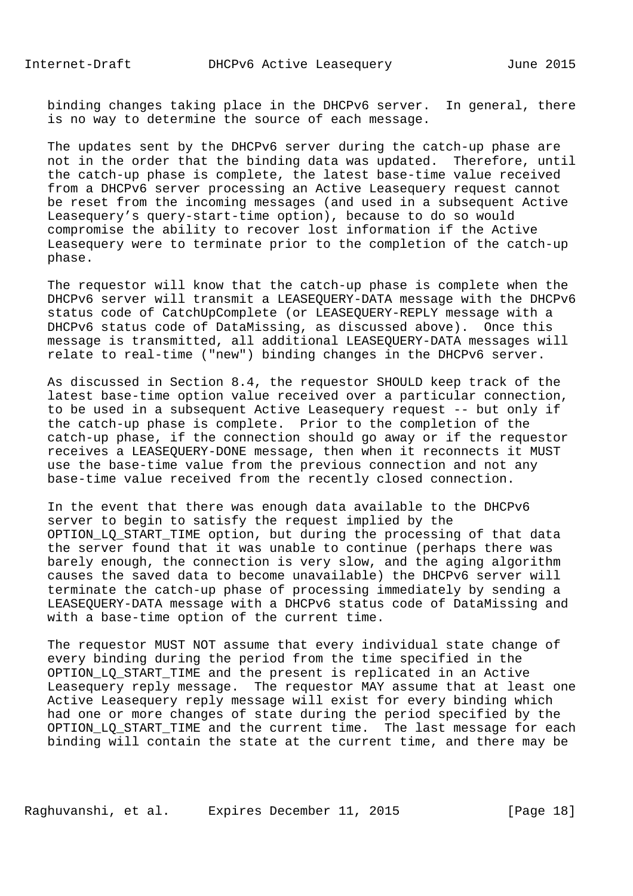binding changes taking place in the DHCPv6 server. In general, there is no way to determine the source of each message.

The updates sent by the DHCPv6 server during the catch-up phase are not in the order that the binding data was updated. Therefore, until the catch-up phase is complete, the latest base-time value received from a DHCPv6 server processing an Active Leasequery request cannot be reset from the incoming messages (and used in a subsequent Active Leasequery's query-start-time option), because to do so would compromise the ability to recover lost information if the Active Leasequery were to terminate prior to the completion of the catch-up phase.

The requestor will know that the catch-up phase is complete when the DHCPv6 server will transmit a LEASEQUERY-DATA message with the DHCPv6 status code of CatchUpComplete (or LEASEQUERY-REPLY message with a DHCPv6 status code of DataMissing, as discussed above). Once this message is transmitted, all additional LEASEQUERY-DATA messages will relate to real-time ("new") binding changes in the DHCPv6 server.

As discussed in Section 8.4, the requestor SHOULD keep track of the latest base-time option value received over a particular connection, to be used in a subsequent Active Leasequery request -- but only if the catch-up phase is complete. Prior to the completion of the catch-up phase, if the connection should go away or if the requestor receives a LEASEQUERY-DONE message, then when it reconnects it MUST use the base-time value from the previous connection and not any base-time value received from the recently closed connection.

In the event that there was enough data available to the DHCPv6 server to begin to satisfy the request implied by the OPTION_LQ_START_TIME option, but during the processing of that data the server found that it was unable to continue (perhaps there was barely enough, the connection is very slow, and the aging algorithm causes the saved data to become unavailable) the DHCPv6 server will terminate the catch-up phase of processing immediately by sending a LEASEQUERY-DATA message with a DHCPv6 status code of DataMissing and with a base-time option of the current time.

The requestor MUST NOT assume that every individual state change of every binding during the period from the time specified in the OPTION_LQ_START_TIME and the present is replicated in an Active Leasequery reply message. The requestor MAY assume that at least one Active Leasequery reply message will exist for every binding which had one or more changes of state during the period specified by the OPTION_LQ_START_TIME and the current time. The last message for each binding will contain the state at the current time, and there may be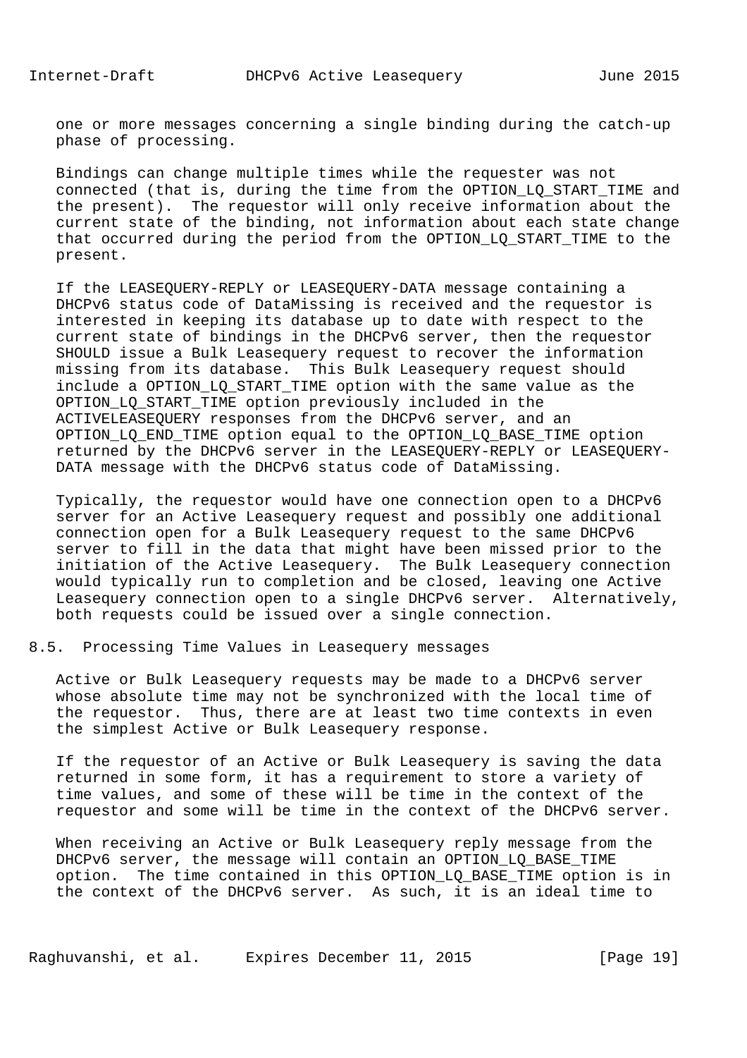one or more messages concerning a single binding during the catch-up phase of processing.

Bindings can change multiple times while the requester was not connected (that is, during the time from the OPTION_LQ_START_TIME and the present). The requestor will only receive information about the current state of the binding, not information about each state change that occurred during the period from the OPTION_LQ_START_TIME to the present.

If the LEASEQUERY-REPLY or LEASEQUERY-DATA message containing a DHCPv6 status code of DataMissing is received and the requestor is interested in keeping its database up to date with respect to the current state of bindings in the DHCPv6 server, then the requestor SHOULD issue a Bulk Leasequery request to recover the information missing from its database. This Bulk Leasequery request should include a OPTION_LQ_START_TIME option with the same value as the OPTION_LQ_START_TIME option previously included in the ACTIVELEASEQUERY responses from the DHCPv6 server, and an OPTION_LQ_END_TIME option equal to the OPTION_LQ_BASE_TIME option returned by the DHCPv6 server in the LEASEQUERY-REPLY or LEASEQUERY-DATA message with the DHCPv6 status code of DataMissing.

Typically, the requestor would have one connection open to a DHCPv6 server for an Active Leasequery request and possibly one additional connection open for a Bulk Leasequery request to the same DHCPv6 server to fill in the data that might have been missed prior to the initiation of the Active Leasequery. The Bulk Leasequery connection would typically run to completion and be closed, leaving one Active Leasequery connection open to a single DHCPv6 server. Alternatively, both requests could be issued over a single connection.

## 8.5. Processing Time Values in Leasequery messages

Active or Bulk Leasequery requests may be made to a DHCPv6 server whose absolute time may not be synchronized with the local time of the requestor. Thus, there are at least two time contexts in even the simplest Active or Bulk Leasequery response.

If the requestor of an Active or Bulk Leasequery is saving the data returned in some form, it has a requirement to store a variety of time values, and some of these will be time in the context of the requestor and some will be time in the context of the DHCPv6 server.

When receiving an Active or Bulk Leasequery reply message from the DHCPv6 server, the message will contain an OPTION_LQ_BASE_TIME option. The time contained in this OPTION_LQ_BASE_TIME option is in the context of the DHCPv6 server. As such, it is an ideal time to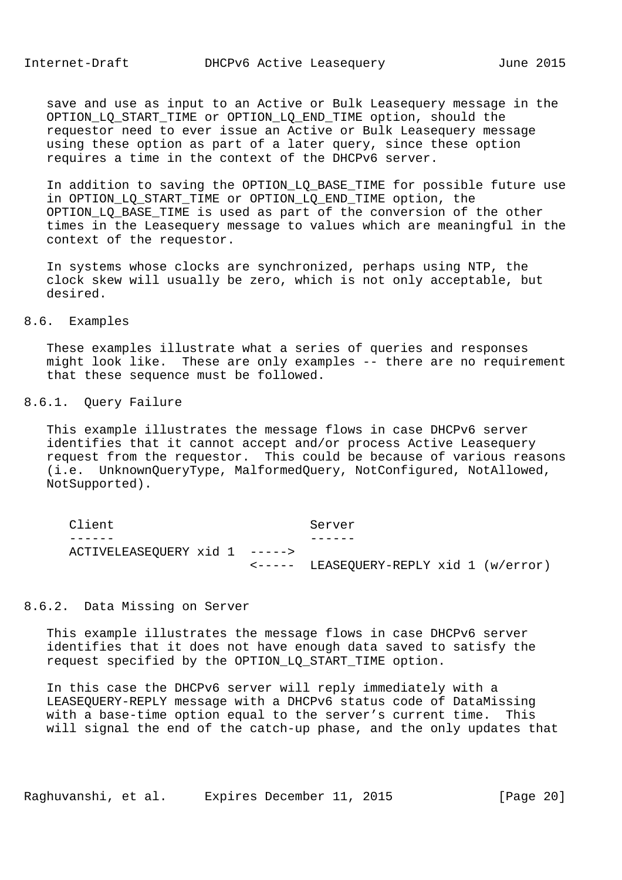save and use as input to an Active or Bulk Leasequery message in the OPTION_LQ_START_TIME or OPTION_LQ_END_TIME option, should the requestor need to ever issue an Active or Bulk Leasequery message using these option as part of a later query, since these option requires a time in the context of the DHCPv6 server.

In addition to saving the OPTION_LQ_BASE_TIME for possible future use in OPTION_LQ_START_TIME or OPTION_LQ_END_TIME option, the OPTION_LQ_BASE_TIME is used as part of the conversion of the other times in the Leasequery message to values which are meaningful in the context of the requestor.

In systems whose clocks are synchronized, perhaps using NTP, the clock skew will usually be zero, which is not only acceptable, but desired.

## 8.6. Examples

These examples illustrate what a series of queries and responses might look like. These are only examples -- there are no requirement that these sequence must be followed.

### 8.6.1. Query Failure

This example illustrates the message flows in case DHCPv6 server identifies that it cannot accept and/or process Active Leasequery request from the requestor. This could be because of various reasons (i.e. UnknownQueryType, MalformedQuery, NotConfigured, NotAllowed, NotSupported).

```
Client                          Server
------                          ------
ACTIVELEASEQUERY xid 1  ----->
                        <-----  LEASEQUERY-REPLY xid 1 (w/error)
```

### 8.6.2. Data Missing on Server

This example illustrates the message flows in case DHCPv6 server identifies that it does not have enough data saved to satisfy the request specified by the OPTION_LQ_START_TIME option.

In this case the DHCPv6 server will reply immediately with a LEASEQUERY-REPLY message with a DHCPv6 status code of DataMissing with a base-time option equal to the server's current time. This will signal the end of the catch-up phase, and the only updates that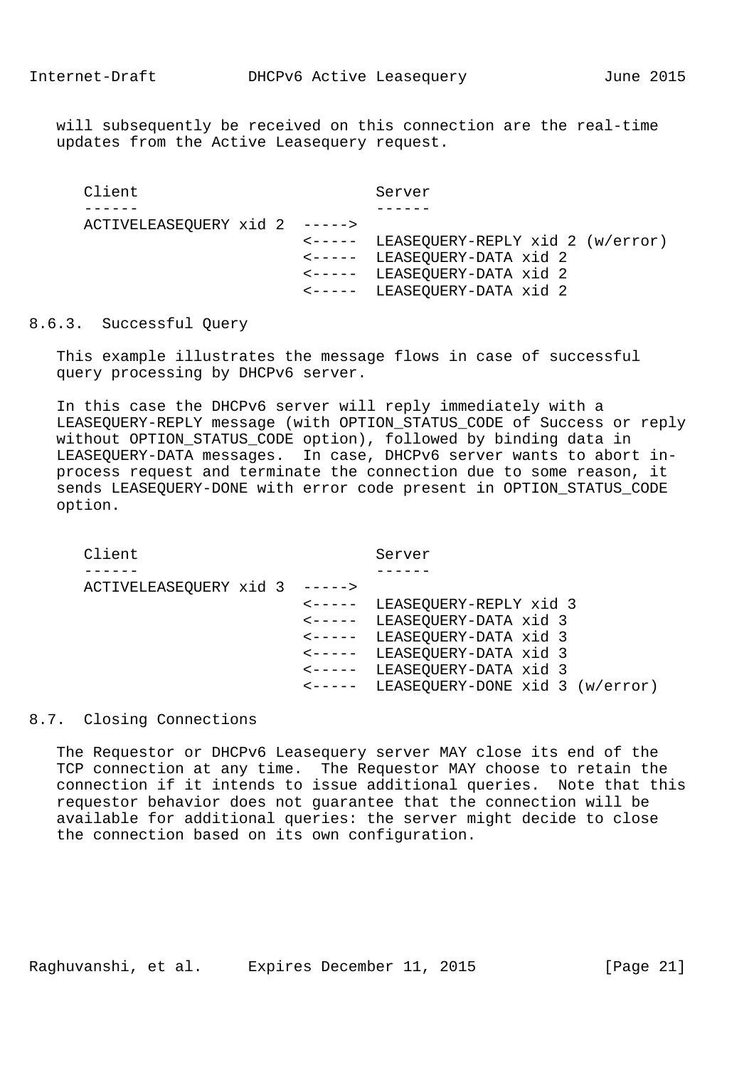will subsequently be received on this connection are the real-time updates from the Active Leasequery request.

```
   Client                          Server
   ------                          ------
   ACTIVELEASEQUERY xid 2  ----->
                           <-----  LEASEQUERY-REPLY xid 2 (w/error)
                           <-----  LEASEQUERY-DATA xid 2
                           <-----  LEASEQUERY-DATA xid 2
                           <-----  LEASEQUERY-DATA xid 2
```

### 8.6.3. Successful Query

This example illustrates the message flows in case of successful query processing by DHCPv6 server.

In this case the DHCPv6 server will reply immediately with a LEASEQUERY-REPLY message (with OPTION_STATUS_CODE of Success or reply without OPTION_STATUS_CODE option), followed by binding data in LEASEQUERY-DATA messages. In case, DHCPv6 server wants to abort in-process request and terminate the connection due to some reason, it sends LEASEQUERY-DONE with error code present in OPTION_STATUS_CODE option.

```
   Client                          Server
   ------                          ------
   ACTIVELEASEQUERY xid 3  ----->
                           <-----  LEASEQUERY-REPLY xid 3
                           <-----  LEASEQUERY-DATA xid 3
                           <-----  LEASEQUERY-DATA xid 3
                           <-----  LEASEQUERY-DATA xid 3
                           <-----  LEASEQUERY-DATA xid 3
                           <-----  LEASEQUERY-DONE xid 3 (w/error)
```

## 8.7. Closing Connections

The Requestor or DHCPv6 Leasequery server MAY close its end of the TCP connection at any time. The Requestor MAY choose to retain the connection if it intends to issue additional queries. Note that this requestor behavior does not guarantee that the connection will be available for additional queries: the server might decide to close the connection based on its own configuration.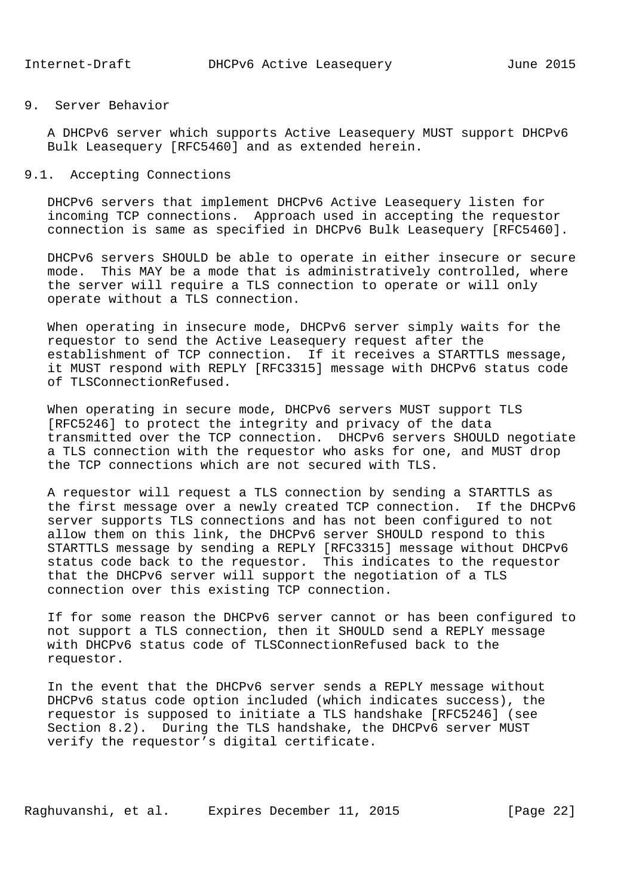## 9. Server Behavior

A DHCPv6 server which supports Active Leasequery MUST support DHCPv6 Bulk Leasequery [RFC5460] and as extended herein.

### 9.1. Accepting Connections

DHCPv6 servers that implement DHCPv6 Active Leasequery listen for incoming TCP connections. Approach used in accepting the requestor connection is same as specified in DHCPv6 Bulk Leasequery [RFC5460].

DHCPv6 servers SHOULD be able to operate in either insecure or secure mode. This MAY be a mode that is administratively controlled, where the server will require a TLS connection to operate or will only operate without a TLS connection.

When operating in insecure mode, DHCPv6 server simply waits for the requestor to send the Active Leasequery request after the establishment of TCP connection. If it receives a STARTTLS message, it MUST respond with REPLY [RFC3315] message with DHCPv6 status code of TLSConnectionRefused.

When operating in secure mode, DHCPv6 servers MUST support TLS [RFC5246] to protect the integrity and privacy of the data transmitted over the TCP connection. DHCPv6 servers SHOULD negotiate a TLS connection with the requestor who asks for one, and MUST drop the TCP connections which are not secured with TLS.

A requestor will request a TLS connection by sending a STARTTLS as the first message over a newly created TCP connection. If the DHCPv6 server supports TLS connections and has not been configured to not allow them on this link, the DHCPv6 server SHOULD respond to this STARTTLS message by sending a REPLY [RFC3315] message without DHCPv6 status code back to the requestor. This indicates to the requestor that the DHCPv6 server will support the negotiation of a TLS connection over this existing TCP connection.

If for some reason the DHCPv6 server cannot or has been configured to not support a TLS connection, then it SHOULD send a REPLY message with DHCPv6 status code of TLSConnectionRefused back to the requestor.

In the event that the DHCPv6 server sends a REPLY message without DHCPv6 status code option included (which indicates success), the requestor is supposed to initiate a TLS handshake [RFC5246] (see Section 8.2). During the TLS handshake, the DHCPv6 server MUST verify the requestor’s digital certificate.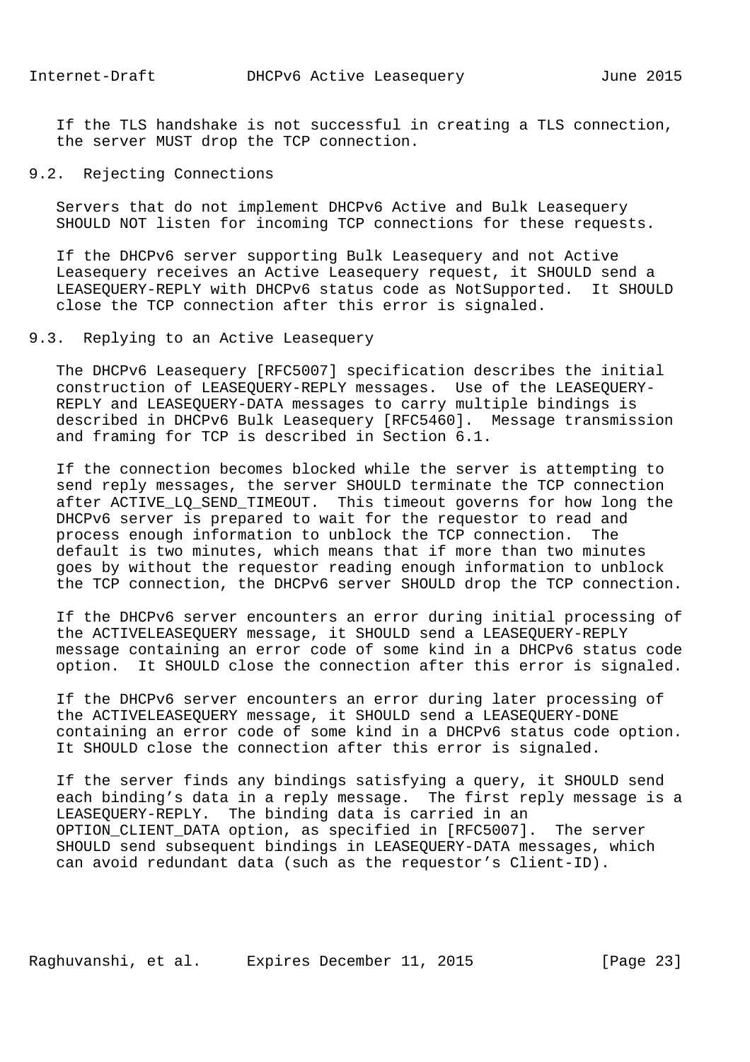If the TLS handshake is not successful in creating a TLS connection, the server MUST drop the TCP connection.

### 9.2. Rejecting Connections

Servers that do not implement DHCPv6 Active and Bulk Leasequery SHOULD NOT listen for incoming TCP connections for these requests.

If the DHCPv6 server supporting Bulk Leasequery and not Active Leasequery receives an Active Leasequery request, it SHOULD send a LEASEQUERY-REPLY with DHCPv6 status code as NotSupported. It SHOULD close the TCP connection after this error is signaled.

### 9.3. Replying to an Active Leasequery

The DHCPv6 Leasequery [RFC5007] specification describes the initial construction of LEASEQUERY-REPLY messages. Use of the LEASEQUERY-REPLY and LEASEQUERY-DATA messages to carry multiple bindings is described in DHCPv6 Bulk Leasequery [RFC5460]. Message transmission and framing for TCP is described in Section 6.1.

If the connection becomes blocked while the server is attempting to send reply messages, the server SHOULD terminate the TCP connection after ACTIVE_LQ_SEND_TIMEOUT. This timeout governs for how long the DHCPv6 server is prepared to wait for the requestor to read and process enough information to unblock the TCP connection. The default is two minutes, which means that if more than two minutes goes by without the requestor reading enough information to unblock the TCP connection, the DHCPv6 server SHOULD drop the TCP connection.

If the DHCPv6 server encounters an error during initial processing of the ACTIVELEASEQUERY message, it SHOULD send a LEASEQUERY-REPLY message containing an error code of some kind in a DHCPv6 status code option. It SHOULD close the connection after this error is signaled.

If the DHCPv6 server encounters an error during later processing of the ACTIVELEASEQUERY message, it SHOULD send a LEASEQUERY-DONE containing an error code of some kind in a DHCPv6 status code option. It SHOULD close the connection after this error is signaled.

If the server finds any bindings satisfying a query, it SHOULD send each binding's data in a reply message. The first reply message is a LEASEQUERY-REPLY. The binding data is carried in an OPTION_CLIENT_DATA option, as specified in [RFC5007]. The server SHOULD send subsequent bindings in LEASEQUERY-DATA messages, which can avoid redundant data (such as the requestor's Client-ID).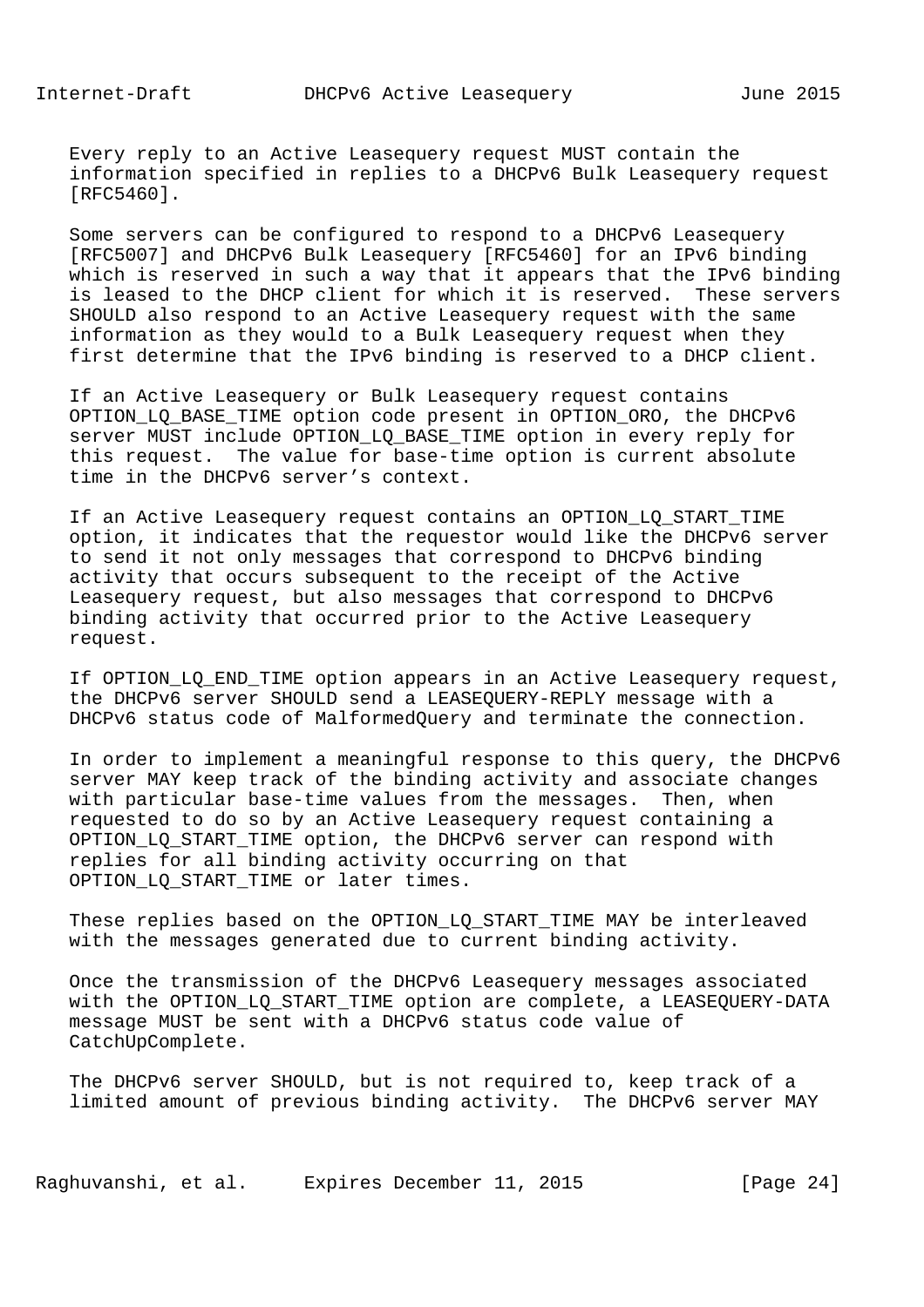Every reply to an Active Leasequery request MUST contain the information specified in replies to a DHCPv6 Bulk Leasequery request [RFC5460].

Some servers can be configured to respond to a DHCPv6 Leasequery [RFC5007] and DHCPv6 Bulk Leasequery [RFC5460] for an IPv6 binding which is reserved in such a way that it appears that the IPv6 binding is leased to the DHCP client for which it is reserved. These servers SHOULD also respond to an Active Leasequery request with the same information as they would to a Bulk Leasequery request when they first determine that the IPv6 binding is reserved to a DHCP client.

If an Active Leasequery or Bulk Leasequery request contains OPTION_LQ_BASE_TIME option code present in OPTION_ORO, the DHCPv6 server MUST include OPTION_LQ_BASE_TIME option in every reply for this request. The value for base-time option is current absolute time in the DHCPv6 server's context.

If an Active Leasequery request contains an OPTION_LQ_START_TIME option, it indicates that the requestor would like the DHCPv6 server to send it not only messages that correspond to DHCPv6 binding activity that occurs subsequent to the receipt of the Active Leasequery request, but also messages that correspond to DHCPv6 binding activity that occurred prior to the Active Leasequery request.

If OPTION_LQ_END_TIME option appears in an Active Leasequery request, the DHCPv6 server SHOULD send a LEASEQUERY-REPLY message with a DHCPv6 status code of MalformedQuery and terminate the connection.

In order to implement a meaningful response to this query, the DHCPv6 server MAY keep track of the binding activity and associate changes with particular base-time values from the messages. Then, when requested to do so by an Active Leasequery request containing a OPTION_LQ_START_TIME option, the DHCPv6 server can respond with replies for all binding activity occurring on that OPTION_LQ_START_TIME or later times.

These replies based on the OPTION_LQ_START_TIME MAY be interleaved with the messages generated due to current binding activity.

Once the transmission of the DHCPv6 Leasequery messages associated with the OPTION_LQ_START_TIME option are complete, a LEASEQUERY-DATA message MUST be sent with a DHCPv6 status code value of CatchUpComplete.

The DHCPv6 server SHOULD, but is not required to, keep track of a limited amount of previous binding activity. The DHCPv6 server MAY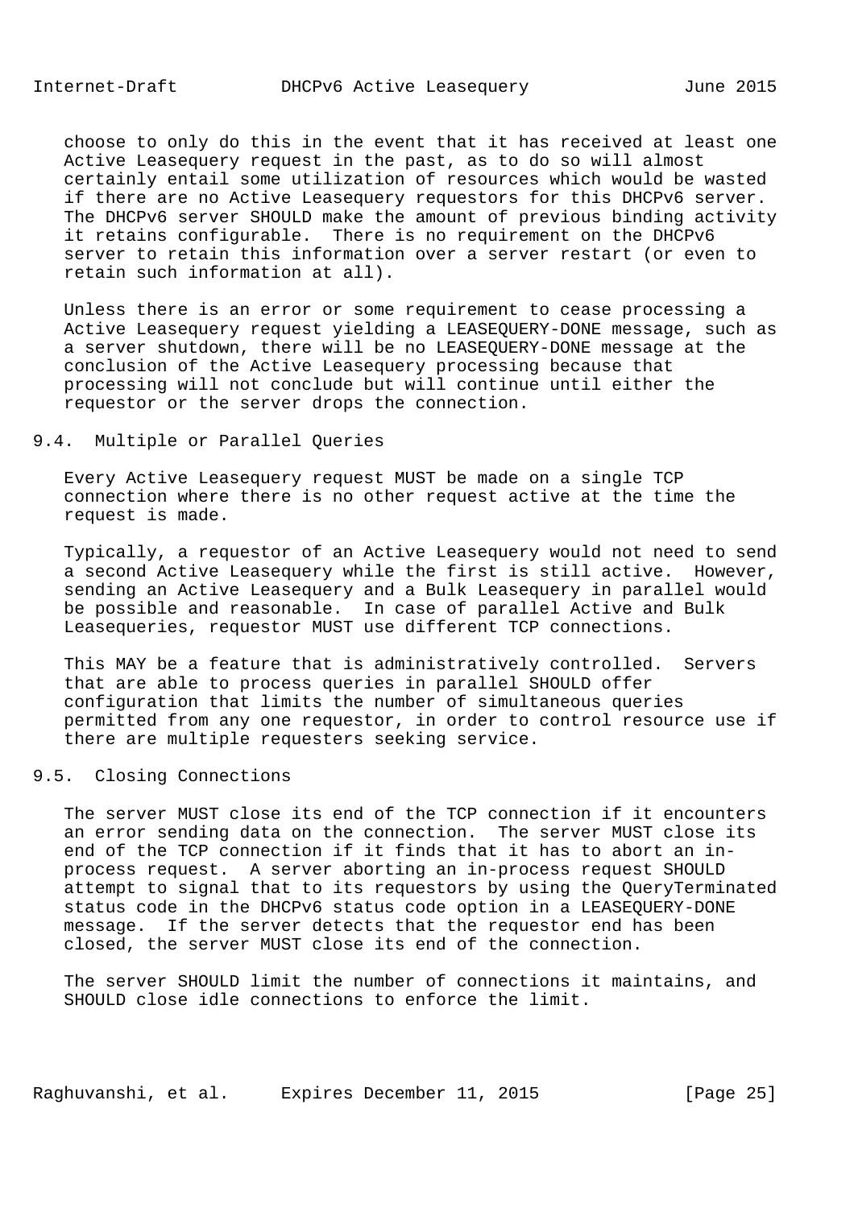choose to only do this in the event that it has received at least one Active Leasequery request in the past, as to do so will almost certainly entail some utilization of resources which would be wasted if there are no Active Leasequery requestors for this DHCPv6 server. The DHCPv6 server SHOULD make the amount of previous binding activity it retains configurable. There is no requirement on the DHCPv6 server to retain this information over a server restart (or even to retain such information at all).

Unless there is an error or some requirement to cease processing a Active Leasequery request yielding a LEASEQUERY-DONE message, such as a server shutdown, there will be no LEASEQUERY-DONE message at the conclusion of the Active Leasequery processing because that processing will not conclude but will continue until either the requestor or the server drops the connection.

### 9.4. Multiple or Parallel Queries

Every Active Leasequery request MUST be made on a single TCP connection where there is no other request active at the time the request is made.

Typically, a requestor of an Active Leasequery would not need to send a second Active Leasequery while the first is still active. However, sending an Active Leasequery and a Bulk Leasequery in parallel would be possible and reasonable. In case of parallel Active and Bulk Leasequeries, requestor MUST use different TCP connections.

This MAY be a feature that is administratively controlled. Servers that are able to process queries in parallel SHOULD offer configuration that limits the number of simultaneous queries permitted from any one requestor, in order to control resource use if there are multiple requesters seeking service.

### 9.5. Closing Connections

The server MUST close its end of the TCP connection if it encounters an error sending data on the connection. The server MUST close its end of the TCP connection if it finds that it has to abort an in-process request. A server aborting an in-process request SHOULD attempt to signal that to its requestors by using the QueryTerminated status code in the DHCPv6 status code option in a LEASEQUERY-DONE message. If the server detects that the requestor end has been closed, the server MUST close its end of the connection.

The server SHOULD limit the number of connections it maintains, and SHOULD close idle connections to enforce the limit.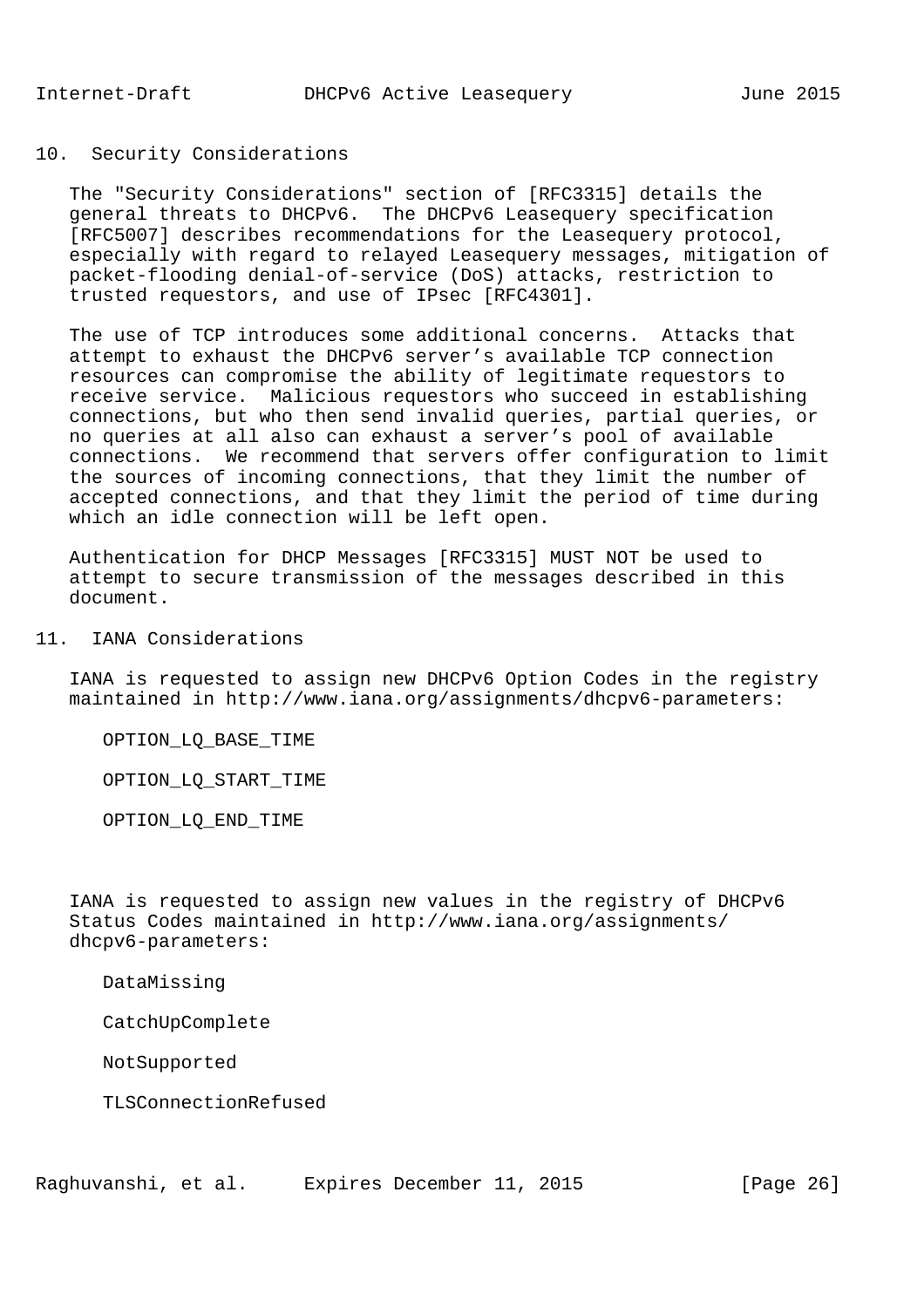## 10. Security Considerations

The "Security Considerations" section of [RFC3315] details the general threats to DHCPv6. The DHCPv6 Leasequery specification [RFC5007] describes recommendations for the Leasequery protocol, especially with regard to relayed Leasequery messages, mitigation of packet-flooding denial-of-service (DoS) attacks, restriction to trusted requestors, and use of IPsec [RFC4301].

The use of TCP introduces some additional concerns. Attacks that attempt to exhaust the DHCPv6 server's available TCP connection resources can compromise the ability of legitimate requestors to receive service. Malicious requestors who succeed in establishing connections, but who then send invalid queries, partial queries, or no queries at all also can exhaust a server's pool of available connections. We recommend that servers offer configuration to limit the sources of incoming connections, that they limit the number of accepted connections, and that they limit the period of time during which an idle connection will be left open.

Authentication for DHCP Messages [RFC3315] MUST NOT be used to attempt to secure transmission of the messages described in this document.

## 11. IANA Considerations

IANA is requested to assign new DHCPv6 Option Codes in the registry maintained in http://www.iana.org/assignments/dhcpv6-parameters:

OPTION_LQ_BASE_TIME

OPTION_LQ_START_TIME

OPTION_LQ_END_TIME

IANA is requested to assign new values in the registry of DHCPv6 Status Codes maintained in http://www.iana.org/assignments/dhcpv6-parameters:

DataMissing

CatchUpComplete

NotSupported

TLSConnectionRefused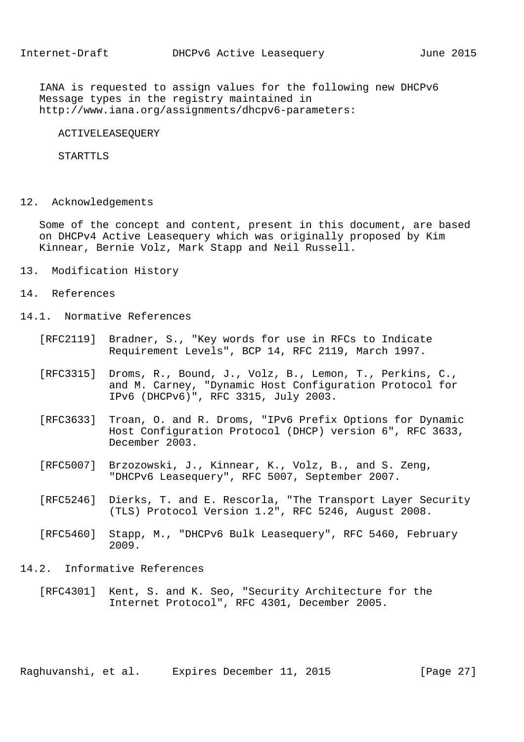IANA is requested to assign values for the following new DHCPv6 Message types in the registry maintained in http://www.iana.org/assignments/dhcpv6-parameters:

ACTIVELEASEQUERY

STARTTLS

## 12. Acknowledgements

Some of the concept and content, present in this document, are based on DHCPv4 Active Leasequery which was originally proposed by Kim Kinnear, Bernie Volz, Mark Stapp and Neil Russell.

## 13. Modification History

## 14. References

### 14.1. Normative References

[RFC2119] Bradner, S., "Key words for use in RFCs to Indicate Requirement Levels", BCP 14, RFC 2119, March 1997.

[RFC3315] Droms, R., Bound, J., Volz, B., Lemon, T., Perkins, C., and M. Carney, "Dynamic Host Configuration Protocol for IPv6 (DHCPv6)", RFC 3315, July 2003.

[RFC3633] Troan, O. and R. Droms, "IPv6 Prefix Options for Dynamic Host Configuration Protocol (DHCP) version 6", RFC 3633, December 2003.

[RFC5007] Brzozowski, J., Kinnear, K., Volz, B., and S. Zeng, "DHCPv6 Leasequery", RFC 5007, September 2007.

[RFC5246] Dierks, T. and E. Rescorla, "The Transport Layer Security (TLS) Protocol Version 1.2", RFC 5246, August 2008.

[RFC5460] Stapp, M., "DHCPv6 Bulk Leasequery", RFC 5460, February 2009.

### 14.2. Informative References

[RFC4301] Kent, S. and K. Seo, "Security Architecture for the Internet Protocol", RFC 4301, December 2005.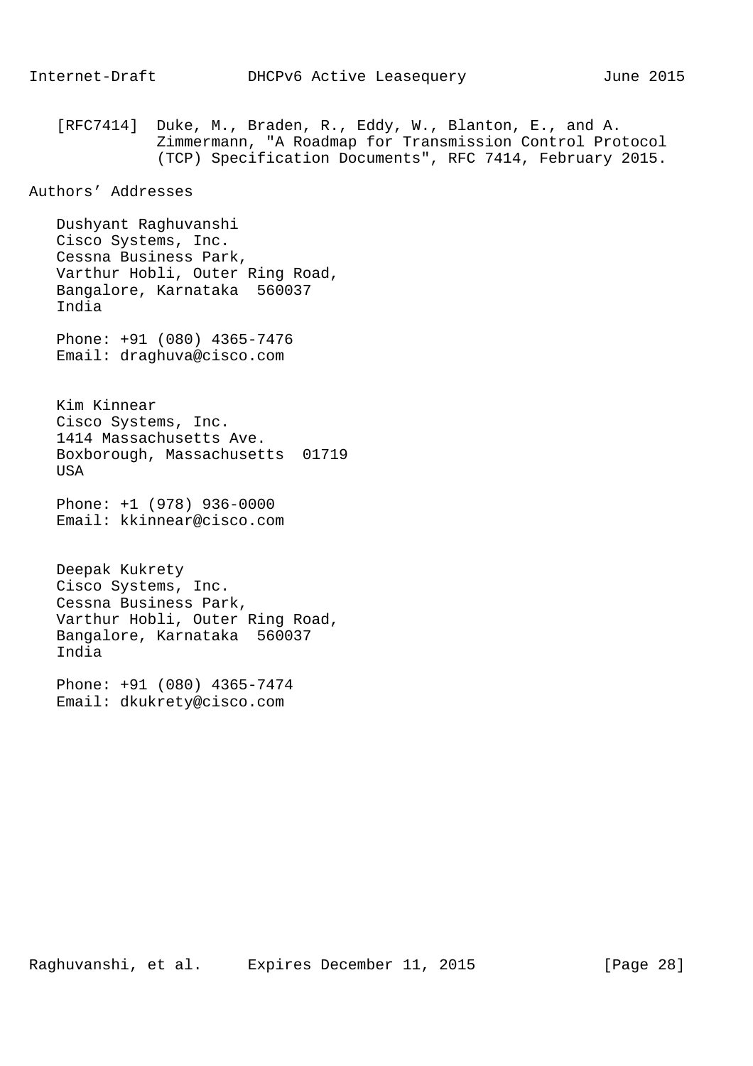[RFC7414] Duke, M., Braden, R., Eddy, W., Blanton, E., and A. Zimmermann, "A Roadmap for Transmission Control Protocol (TCP) Specification Documents", RFC 7414, February 2015.

## Authors' Addresses

Dushyant Raghuvanshi  
Cisco Systems, Inc.  
Cessna Business Park,  
Varthur Hobli, Outer Ring Road,  
Bangalore, Karnataka 560037  
India

Phone: +91 (080) 4365-7476  
Email: draghuva@cisco.com

Kim Kinnear  
Cisco Systems, Inc.  
1414 Massachusetts Ave.  
Boxborough, Massachusetts 01719  
USA

Phone: +1 (978) 936-0000  
Email: kkinnear@cisco.com

Deepak Kukrety  
Cisco Systems, Inc.  
Cessna Business Park,  
Varthur Hobli, Outer Ring Road,  
Bangalore, Karnataka 560037  
India

Phone: +91 (080) 4365-7474  
Email: dkukrety@cisco.com